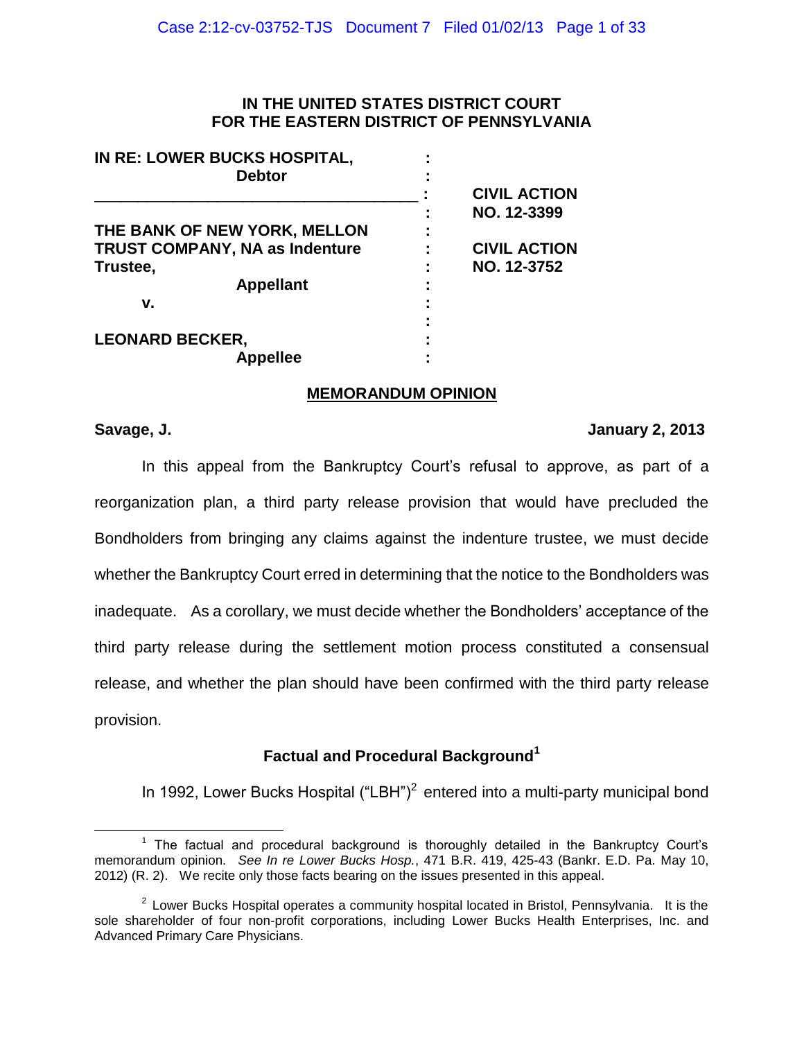**IN THE UNITED STATES DISTRICT COURT**
**FOR THE EASTERN DISTRICT OF PENNSYLVANIA**

| | | |
|---|---|---|
| **IN RE: LOWER BUCKS HOSPITAL, Debtor** | : | |
| | : | **CIVIL ACTION NO. 12-3399** |
| **THE BANK OF NEW YORK, MELLON TRUST COMPANY, NA as Indenture Trustee, Appellant** | : | **CIVIL ACTION NO. 12-3752** |
| **v.** | : | |
| **LEONARD BECKER, Appellee** | : | |

**MEMORANDUM OPINION**

**Savage, J.** **January 2, 2013**

In this appeal from the Bankruptcy Court's refusal to approve, as part of a reorganization plan, a third party release provision that would have precluded the Bondholders from bringing any claims against the indenture trustee, we must decide whether the Bankruptcy Court erred in determining that the notice to the Bondholders was inadequate. As a corollary, we must decide whether the Bondholders' acceptance of the third party release during the settlement motion process constituted a consensual release, and whether the plan should have been confirmed with the third party release provision.

## Factual and Procedural Background[1]

In 1992, Lower Bucks Hospital ("LBH")[2] entered into a multi-party municipal bond

---

[1] The factual and procedural background is thoroughly detailed in the Bankruptcy Court's memorandum opinion. *See In re Lower Bucks Hosp.*, 471 B.R. 419, 425-43 (Bankr. E.D. Pa. May 10, 2012) (R. 2). We recite only those facts bearing on the issues presented in this appeal.

[2] Lower Bucks Hospital operates a community hospital located in Bristol, Pennsylvania. It is the sole shareholder of four non-profit corporations, including Lower Bucks Health Enterprises, Inc. and Advanced Primary Care Physicians.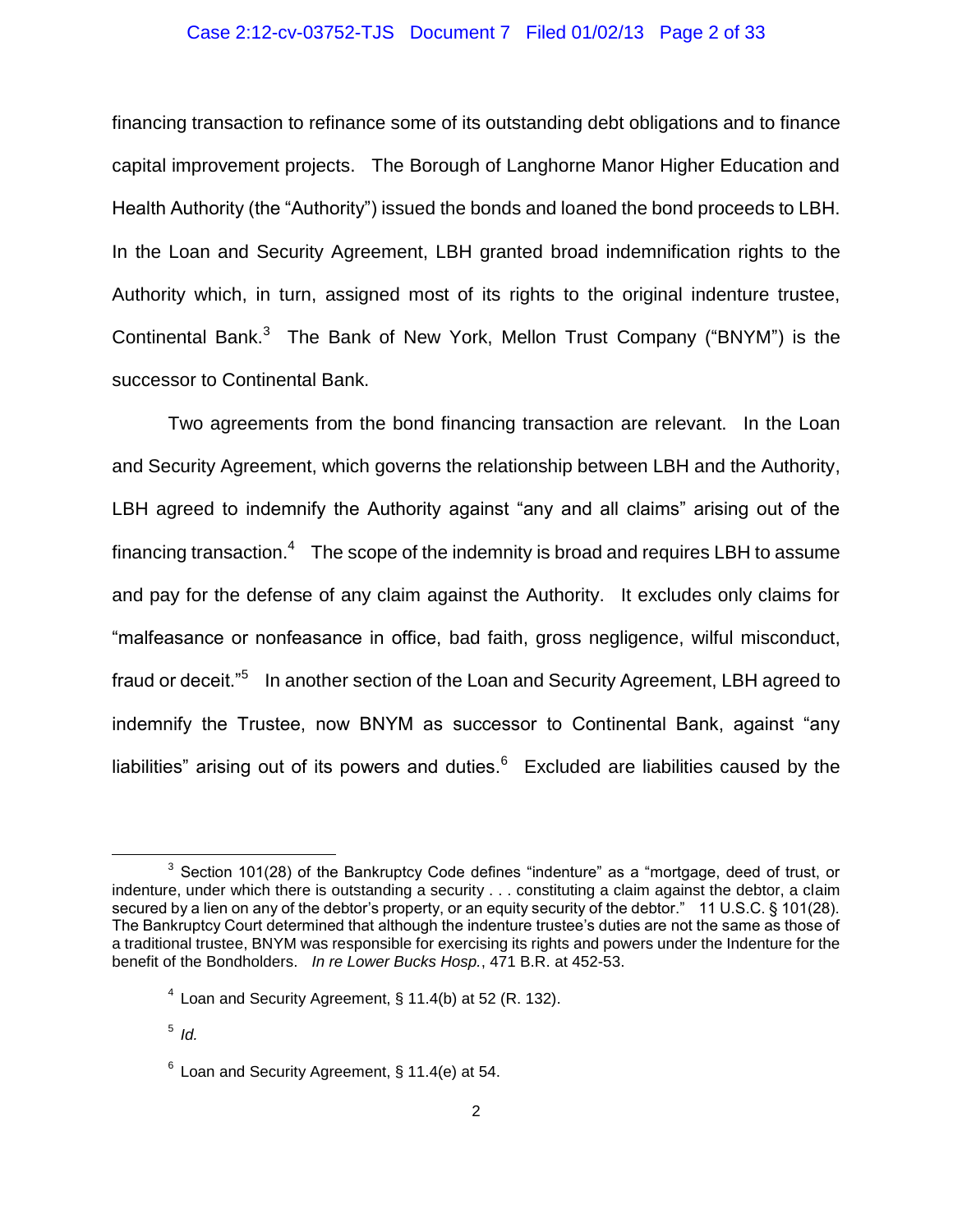financing transaction to refinance some of its outstanding debt obligations and to finance capital improvement projects. The Borough of Langhorne Manor Higher Education and Health Authority (the "Authority") issued the bonds and loaned the bond proceeds to LBH. In the Loan and Security Agreement, LBH granted broad indemnification rights to the Authority which, in turn, assigned most of its rights to the original indenture trustee, Continental Bank.[3] The Bank of New York, Mellon Trust Company ("BNYM") is the successor to Continental Bank.

Two agreements from the bond financing transaction are relevant. In the Loan and Security Agreement, which governs the relationship between LBH and the Authority, LBH agreed to indemnify the Authority against "any and all claims" arising out of the financing transaction.[4] The scope of the indemnity is broad and requires LBH to assume and pay for the defense of any claim against the Authority. It excludes only claims for "malfeasance or nonfeasance in office, bad faith, gross negligence, wilful misconduct, fraud or deceit."[5] In another section of the Loan and Security Agreement, LBH agreed to indemnify the Trustee, now BNYM as successor to Continental Bank, against "any liabilities" arising out of its powers and duties.[6] Excluded are liabilities caused by the

---

[3] Section 101(28) of the Bankruptcy Code defines "indenture" as a "mortgage, deed of trust, or indenture, under which there is outstanding a security . . . constituting a claim against the debtor, a claim secured by a lien on any of the debtor's property, or an equity security of the debtor." 11 U.S.C. § 101(28). The Bankruptcy Court determined that although the indenture trustee's duties are not the same as those of a traditional trustee, BNYM was responsible for exercising its rights and powers under the Indenture for the benefit of the Bondholders. *In re Lower Bucks Hosp.*, 471 B.R. at 452-53.

[4] Loan and Security Agreement, § 11.4(b) at 52 (R. 132).

[5] *Id.*

[6] Loan and Security Agreement, § 11.4(e) at 54.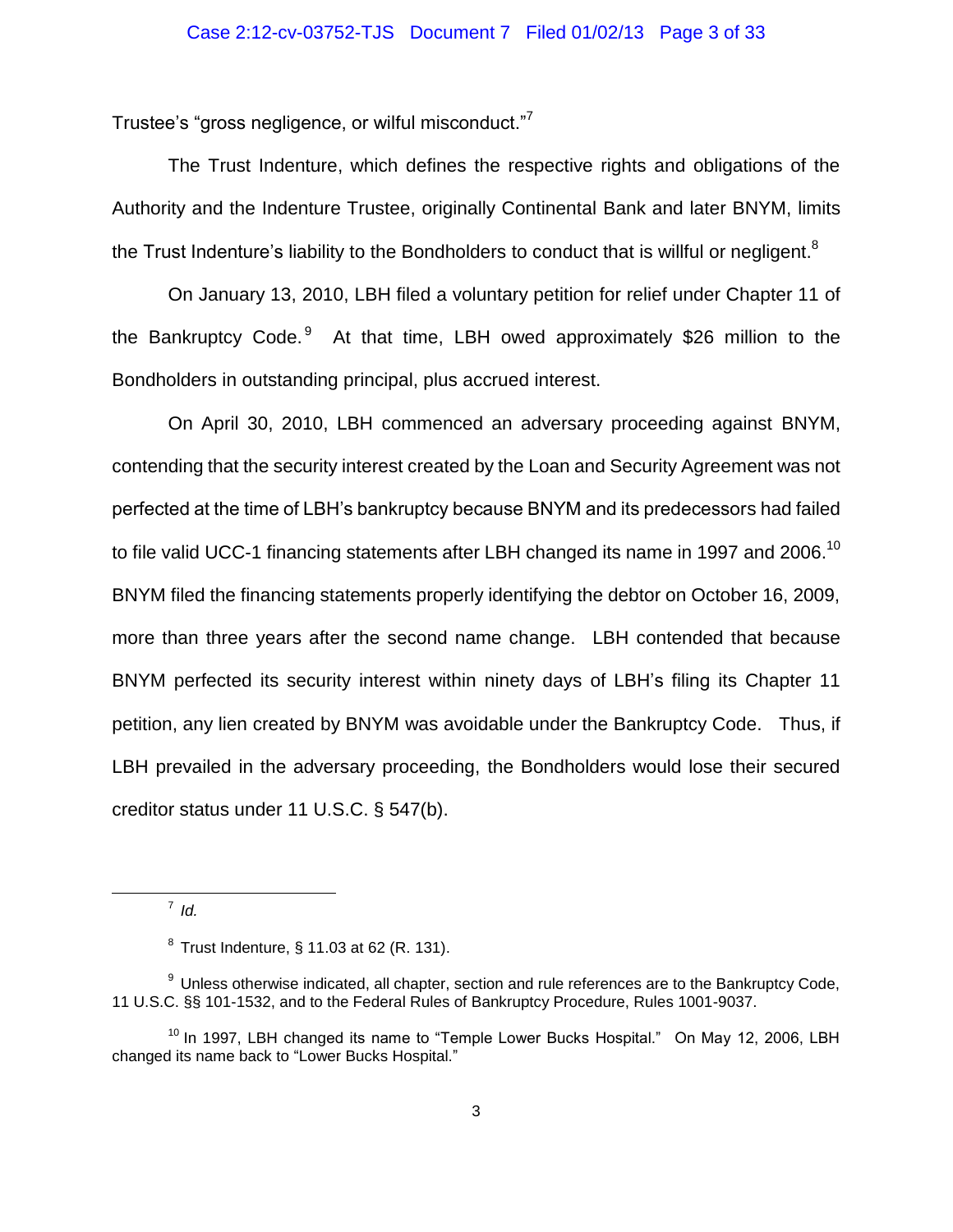Trustee's "gross negligence, or wilful misconduct."[7]

The Trust Indenture, which defines the respective rights and obligations of the Authority and the Indenture Trustee, originally Continental Bank and later BNYM, limits the Trust Indenture's liability to the Bondholders to conduct that is willful or negligent.[8]

On January 13, 2010, LBH filed a voluntary petition for relief under Chapter 11 of the Bankruptcy Code.[9] At that time, LBH owed approximately $26 million to the Bondholders in outstanding principal, plus accrued interest.

On April 30, 2010, LBH commenced an adversary proceeding against BNYM, contending that the security interest created by the Loan and Security Agreement was not perfected at the time of LBH's bankruptcy because BNYM and its predecessors had failed to file valid UCC-1 financing statements after LBH changed its name in 1997 and 2006.[10] BNYM filed the financing statements properly identifying the debtor on October 16, 2009, more than three years after the second name change. LBH contended that because BNYM perfected its security interest within ninety days of LBH's filing its Chapter 11 petition, any lien created by BNYM was avoidable under the Bankruptcy Code. Thus, if LBH prevailed in the adversary proceeding, the Bondholders would lose their secured creditor status under 11 U.S.C. § 547(b).

---

[7] *Id.*

[8] Trust Indenture, § 11.03 at 62 (R. 131).

[9] Unless otherwise indicated, all chapter, section and rule references are to the Bankruptcy Code, 11 U.S.C. §§ 101-1532, and to the Federal Rules of Bankruptcy Procedure, Rules 1001-9037.

[10] In 1997, LBH changed its name to "Temple Lower Bucks Hospital." On May 12, 2006, LBH changed its name back to "Lower Bucks Hospital."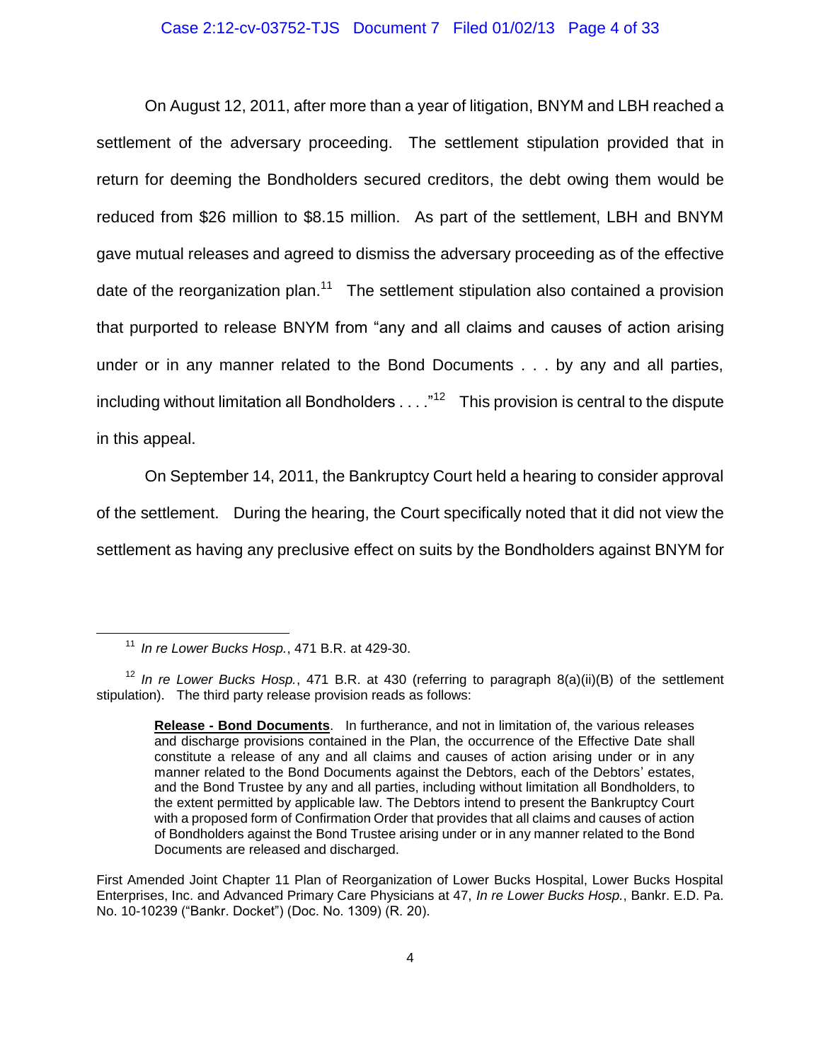On August 12, 2011, after more than a year of litigation, BNYM and LBH reached a settlement of the adversary proceeding. The settlement stipulation provided that in return for deeming the Bondholders secured creditors, the debt owing them would be reduced from $26 million to $8.15 million. As part of the settlement, LBH and BNYM gave mutual releases and agreed to dismiss the adversary proceeding as of the effective date of the reorganization plan.[11] The settlement stipulation also contained a provision that purported to release BNYM from "any and all claims and causes of action arising under or in any manner related to the Bond Documents . . . by any and all parties, including without limitation all Bondholders . . . ."[12] This provision is central to the dispute in this appeal.

On September 14, 2011, the Bankruptcy Court held a hearing to consider approval of the settlement. During the hearing, the Court specifically noted that it did not view the settlement as having any preclusive effect on suits by the Bondholders against BNYM for

---

[11] *In re Lower Bucks Hosp.*, 471 B.R. at 429-30.

[12] *In re Lower Bucks Hosp.*, 471 B.R. at 430 (referring to paragraph 8(a)(ii)(B) of the settlement stipulation). The third party release provision reads as follows:

> **Release - Bond Documents**. In furtherance, and not in limitation of, the various releases and discharge provisions contained in the Plan, the occurrence of the Effective Date shall constitute a release of any and all claims and causes of action arising under or in any manner related to the Bond Documents against the Debtors, each of the Debtors' estates, and the Bond Trustee by any and all parties, including without limitation all Bondholders, to the extent permitted by applicable law. The Debtors intend to present the Bankruptcy Court with a proposed form of Confirmation Order that provides that all claims and causes of action of Bondholders against the Bond Trustee arising under or in any manner related to the Bond Documents are released and discharged.

First Amended Joint Chapter 11 Plan of Reorganization of Lower Bucks Hospital, Lower Bucks Hospital Enterprises, Inc. and Advanced Primary Care Physicians at 47, *In re Lower Bucks Hosp.*, Bankr. E.D. Pa. No. 10-10239 ("Bankr. Docket") (Doc. No. 1309) (R. 20).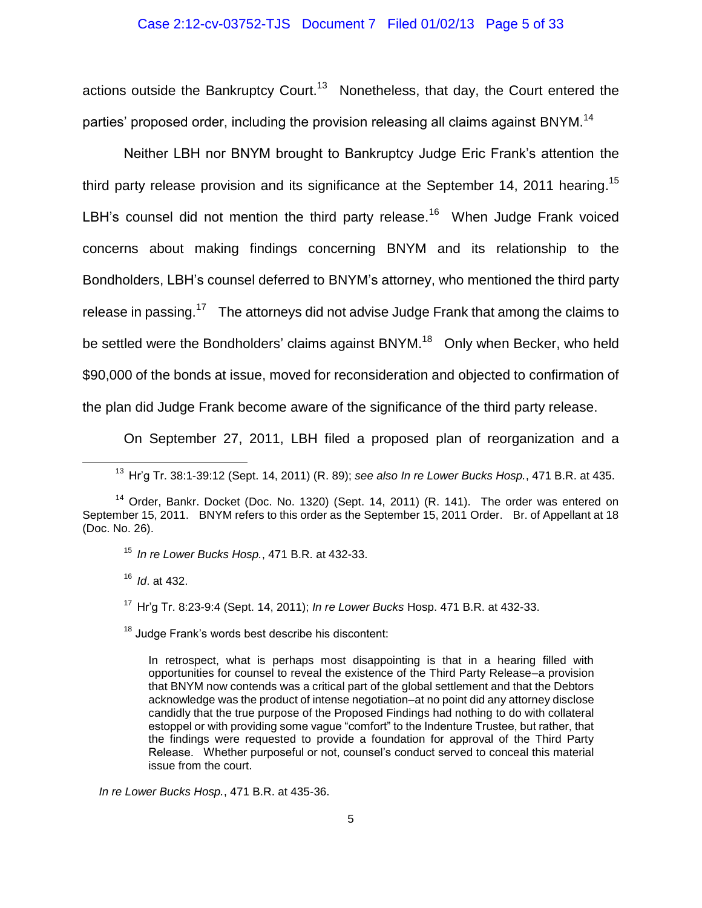actions outside the Bankruptcy Court.[13] Nonetheless, that day, the Court entered the parties' proposed order, including the provision releasing all claims against BNYM.[14]

Neither LBH nor BNYM brought to Bankruptcy Judge Eric Frank's attention the third party release provision and its significance at the September 14, 2011 hearing.[15] LBH's counsel did not mention the third party release.[16] When Judge Frank voiced concerns about making findings concerning BNYM and its relationship to the Bondholders, LBH's counsel deferred to BNYM's attorney, who mentioned the third party release in passing.[17] The attorneys did not advise Judge Frank that among the claims to be settled were the Bondholders' claims against BNYM.[18] Only when Becker, who held $90,000 of the bonds at issue, moved for reconsideration and objected to confirmation of the plan did Judge Frank become aware of the significance of the third party release.

On September 27, 2011, LBH filed a proposed plan of reorganization and a

---

[13] Hr'g Tr. 38:1-39:12 (Sept. 14, 2011) (R. 89); *see also In re Lower Bucks Hosp.*, 471 B.R. at 435.

[14] Order, Bankr. Docket (Doc. No. 1320) (Sept. 14, 2011) (R. 141). The order was entered on September 15, 2011. BNYM refers to this order as the September 15, 2011 Order. Br. of Appellant at 18 (Doc. No. 26).

[15] *In re Lower Bucks Hosp.*, 471 B.R. at 432-33.

[16] *Id*. at 432.

[17] Hr'g Tr. 8:23-9:4 (Sept. 14, 2011); *In re Lower Bucks* Hosp. 471 B.R. at 432-33.

[18] Judge Frank's words best describe his discontent:

> In retrospect, what is perhaps most disappointing is that in a hearing filled with opportunities for counsel to reveal the existence of the Third Party Release–a provision that BNYM now contends was a critical part of the global settlement and that the Debtors acknowledge was the product of intense negotiation–at no point did any attorney disclose candidly that the true purpose of the Proposed Findings had nothing to do with collateral estoppel or with providing some vague "comfort" to the Indenture Trustee, but rather, that the findings were requested to provide a foundation for approval of the Third Party Release. Whether purposeful or not, counsel's conduct served to conceal this material issue from the court.

*In re Lower Bucks Hosp.*, 471 B.R. at 435-36.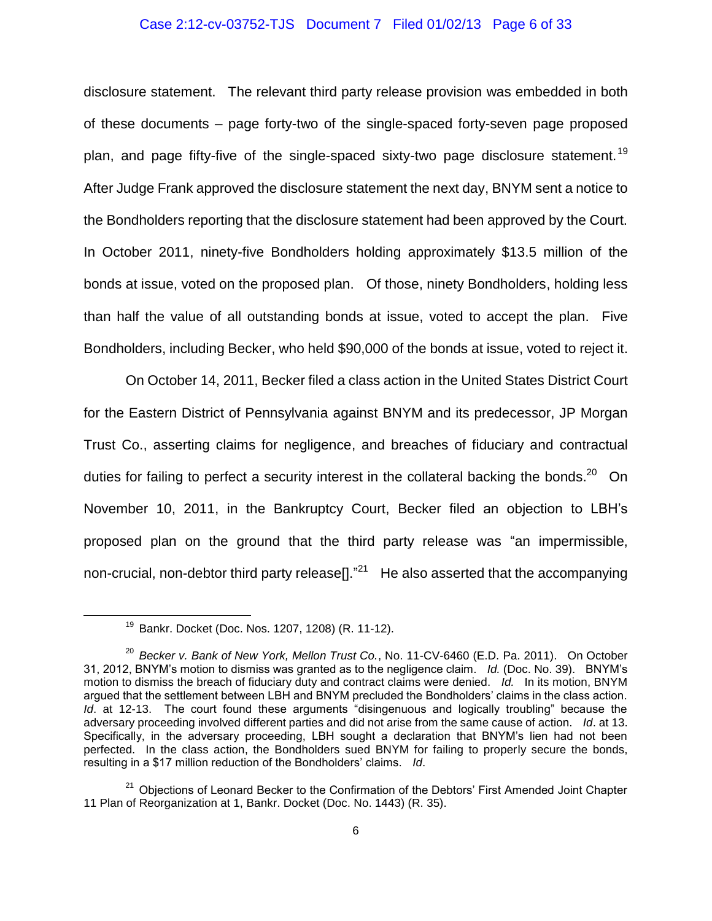disclosure statement. The relevant third party release provision was embedded in both of these documents – page forty-two of the single-spaced forty-seven page proposed plan, and page fifty-five of the single-spaced sixty-two page disclosure statement.[19] After Judge Frank approved the disclosure statement the next day, BNYM sent a notice to the Bondholders reporting that the disclosure statement had been approved by the Court. In October 2011, ninety-five Bondholders holding approximately $13.5 million of the bonds at issue, voted on the proposed plan. Of those, ninety Bondholders, holding less than half the value of all outstanding bonds at issue, voted to accept the plan. Five Bondholders, including Becker, who held $90,000 of the bonds at issue, voted to reject it.

On October 14, 2011, Becker filed a class action in the United States District Court for the Eastern District of Pennsylvania against BNYM and its predecessor, JP Morgan Trust Co., asserting claims for negligence, and breaches of fiduciary and contractual duties for failing to perfect a security interest in the collateral backing the bonds.[20] On November 10, 2011, in the Bankruptcy Court, Becker filed an objection to LBH's proposed plan on the ground that the third party release was "an impermissible, non-crucial, non-debtor third party release[]."[21] He also asserted that the accompanying

---

[19] Bankr. Docket (Doc. Nos. 1207, 1208) (R. 11-12).

[20] *Becker v. Bank of New York, Mellon Trust Co.*, No. 11-CV-6460 (E.D. Pa. 2011). On October 31, 2012, BNYM's motion to dismiss was granted as to the negligence claim. *Id.* (Doc. No. 39). BNYM's motion to dismiss the breach of fiduciary duty and contract claims were denied. *Id.* In its motion, BNYM argued that the settlement between LBH and BNYM precluded the Bondholders' claims in the class action. *Id*. at 12-13. The court found these arguments "disingenuous and logically troubling" because the adversary proceeding involved different parties and did not arise from the same cause of action. *Id*. at 13. Specifically, in the adversary proceeding, LBH sought a declaration that BNYM's lien had not been perfected. In the class action, the Bondholders sued BNYM for failing to properly secure the bonds, resulting in a $17 million reduction of the Bondholders' claims. *Id*.

[21] Objections of Leonard Becker to the Confirmation of the Debtors' First Amended Joint Chapter 11 Plan of Reorganization at 1, Bankr. Docket (Doc. No. 1443) (R. 35).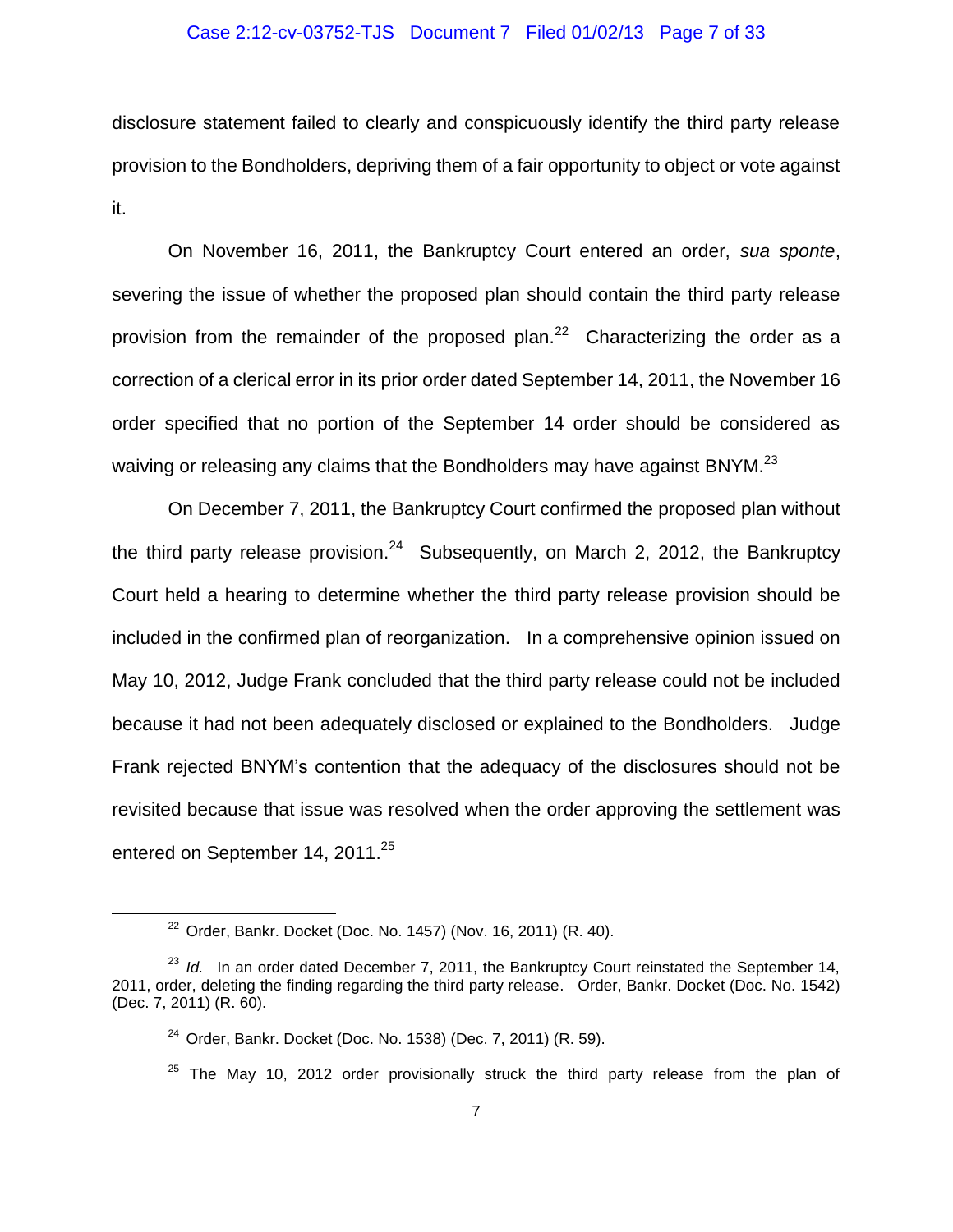disclosure statement failed to clearly and conspicuously identify the third party release provision to the Bondholders, depriving them of a fair opportunity to object or vote against it.

On November 16, 2011, the Bankruptcy Court entered an order, *sua sponte*, severing the issue of whether the proposed plan should contain the third party release provision from the remainder of the proposed plan.[22] Characterizing the order as a correction of a clerical error in its prior order dated September 14, 2011, the November 16 order specified that no portion of the September 14 order should be considered as waiving or releasing any claims that the Bondholders may have against BNYM.[23]

On December 7, 2011, the Bankruptcy Court confirmed the proposed plan without the third party release provision.[24] Subsequently, on March 2, 2012, the Bankruptcy Court held a hearing to determine whether the third party release provision should be included in the confirmed plan of reorganization. In a comprehensive opinion issued on May 10, 2012, Judge Frank concluded that the third party release could not be included because it had not been adequately disclosed or explained to the Bondholders. Judge Frank rejected BNYM's contention that the adequacy of the disclosures should not be revisited because that issue was resolved when the order approving the settlement was entered on September 14, 2011.[25]

---

[22] Order, Bankr. Docket (Doc. No. 1457) (Nov. 16, 2011) (R. 40).

[23] *Id.* In an order dated December 7, 2011, the Bankruptcy Court reinstated the September 14, 2011, order, deleting the finding regarding the third party release. Order, Bankr. Docket (Doc. No. 1542) (Dec. 7, 2011) (R. 60).

[24] Order, Bankr. Docket (Doc. No. 1538) (Dec. 7, 2011) (R. 59).

[25] The May 10, 2012 order provisionally struck the third party release from the plan of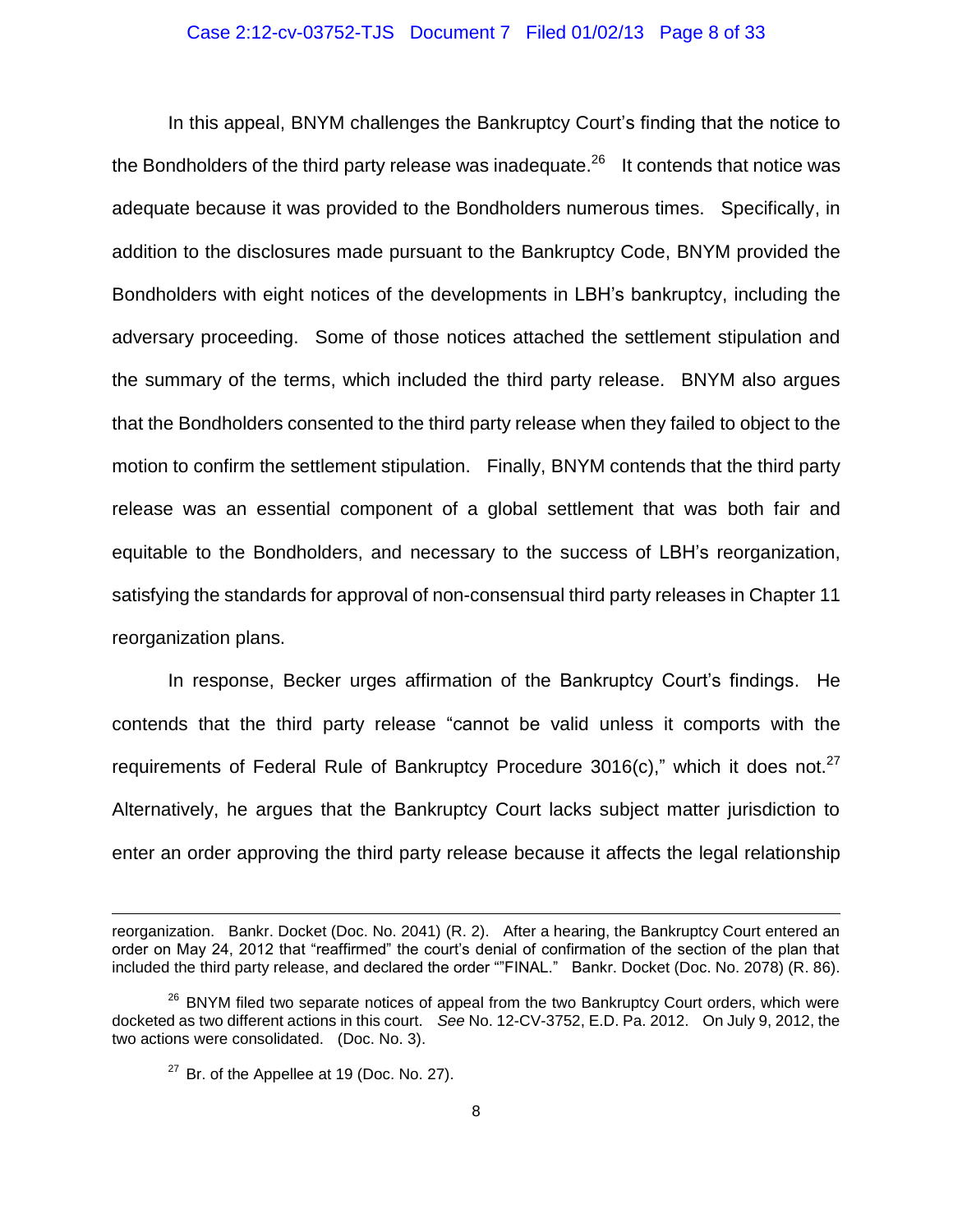In this appeal, BNYM challenges the Bankruptcy Court's finding that the notice to the Bondholders of the third party release was inadequate.[26] It contends that notice was adequate because it was provided to the Bondholders numerous times. Specifically, in addition to the disclosures made pursuant to the Bankruptcy Code, BNYM provided the Bondholders with eight notices of the developments in LBH's bankruptcy, including the adversary proceeding. Some of those notices attached the settlement stipulation and the summary of the terms, which included the third party release. BNYM also argues that the Bondholders consented to the third party release when they failed to object to the motion to confirm the settlement stipulation. Finally, BNYM contends that the third party release was an essential component of a global settlement that was both fair and equitable to the Bondholders, and necessary to the success of LBH's reorganization, satisfying the standards for approval of non-consensual third party releases in Chapter 11 reorganization plans.

In response, Becker urges affirmation of the Bankruptcy Court's findings. He contends that the third party release "cannot be valid unless it comports with the requirements of Federal Rule of Bankruptcy Procedure 3016(c)," which it does not.[27] Alternatively, he argues that the Bankruptcy Court lacks subject matter jurisdiction to enter an order approving the third party release because it affects the legal relationship

---

reorganization. Bankr. Docket (Doc. No. 2041) (R. 2). After a hearing, the Bankruptcy Court entered an order on May 24, 2012 that "reaffirmed" the court's denial of confirmation of the section of the plan that included the third party release, and declared the order ""FINAL." Bankr. Docket (Doc. No. 2078) (R. 86).

[26] BNYM filed two separate notices of appeal from the two Bankruptcy Court orders, which were docketed as two different actions in this court. *See* No. 12-CV-3752, E.D. Pa. 2012. On July 9, 2012, the two actions were consolidated. (Doc. No. 3).

[27] Br. of the Appellee at 19 (Doc. No. 27).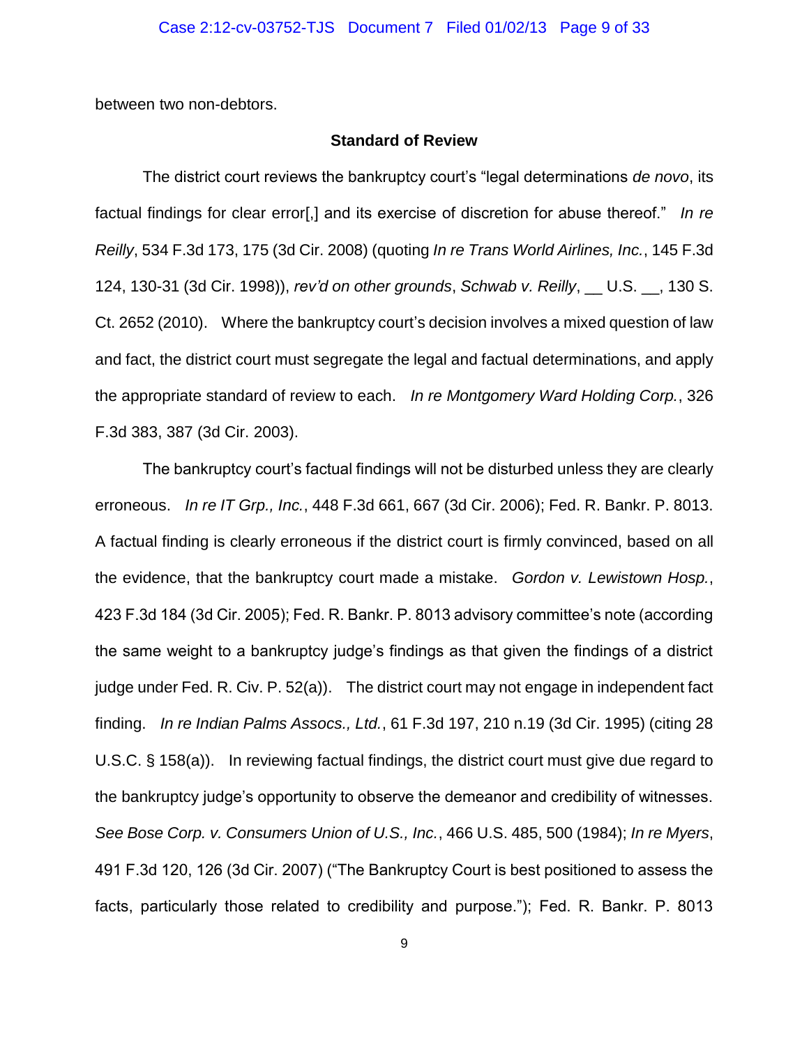between two non-debtors.

**Standard of Review**

The district court reviews the bankruptcy court's "legal determinations *de novo*, its factual findings for clear error[,] and its exercise of discretion for abuse thereof." *In re Reilly*, 534 F.3d 173, 175 (3d Cir. 2008) (quoting *In re Trans World Airlines, Inc.*, 145 F.3d 124, 130-31 (3d Cir. 1998)), *rev'd on other grounds*, *Schwab v. Reilly*, __ U.S. __, 130 S. Ct. 2652 (2010). Where the bankruptcy court's decision involves a mixed question of law and fact, the district court must segregate the legal and factual determinations, and apply the appropriate standard of review to each. *In re Montgomery Ward Holding Corp.*, 326 F.3d 383, 387 (3d Cir. 2003).

The bankruptcy court's factual findings will not be disturbed unless they are clearly erroneous. *In re IT Grp., Inc.*, 448 F.3d 661, 667 (3d Cir. 2006); Fed. R. Bankr. P. 8013. A factual finding is clearly erroneous if the district court is firmly convinced, based on all the evidence, that the bankruptcy court made a mistake. *Gordon v. Lewistown Hosp.*, 423 F.3d 184 (3d Cir. 2005); Fed. R. Bankr. P. 8013 advisory committee's note (according the same weight to a bankruptcy judge's findings as that given the findings of a district judge under Fed. R. Civ. P. 52(a)). The district court may not engage in independent fact finding. *In re Indian Palms Assocs., Ltd.*, 61 F.3d 197, 210 n.19 (3d Cir. 1995) (citing 28 U.S.C. § 158(a)). In reviewing factual findings, the district court must give due regard to the bankruptcy judge's opportunity to observe the demeanor and credibility of witnesses. *See Bose Corp. v. Consumers Union of U.S., Inc.*, 466 U.S. 485, 500 (1984); *In re Myers*, 491 F.3d 120, 126 (3d Cir. 2007) ("The Bankruptcy Court is best positioned to assess the facts, particularly those related to credibility and purpose."); Fed. R. Bankr. P. 8013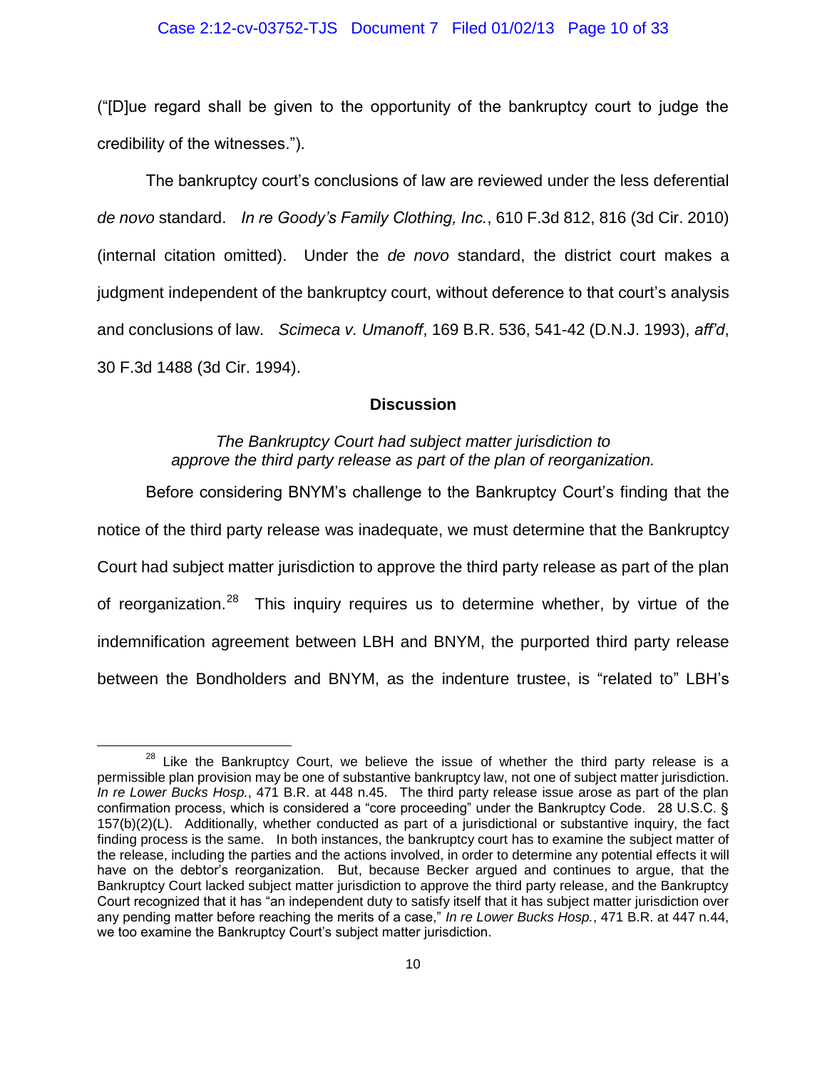("[D]ue regard shall be given to the opportunity of the bankruptcy court to judge the credibility of the witnesses.").

The bankruptcy court's conclusions of law are reviewed under the less deferential *de novo* standard. *In re Goody's Family Clothing, Inc.*, 610 F.3d 812, 816 (3d Cir. 2010) (internal citation omitted). Under the *de novo* standard, the district court makes a judgment independent of the bankruptcy court, without deference to that court's analysis and conclusions of law. *Scimeca v. Umanoff*, 169 B.R. 536, 541-42 (D.N.J. 1993), *aff'd*, 30 F.3d 1488 (3d Cir. 1994).

## Discussion

*The Bankruptcy Court had subject matter jurisdiction to approve the third party release as part of the plan of reorganization.*

Before considering BNYM's challenge to the Bankruptcy Court's finding that the notice of the third party release was inadequate, we must determine that the Bankruptcy Court had subject matter jurisdiction to approve the third party release as part of the plan of reorganization.[28] This inquiry requires us to determine whether, by virtue of the indemnification agreement between LBH and BNYM, the purported third party release between the Bondholders and BNYM, as the indenture trustee, is "related to" LBH's

---

[28] Like the Bankruptcy Court, we believe the issue of whether the third party release is a permissible plan provision may be one of substantive bankruptcy law, not one of subject matter jurisdiction. *In re Lower Bucks Hosp.*, 471 B.R. at 448 n.45. The third party release issue arose as part of the plan confirmation process, which is considered a "core proceeding" under the Bankruptcy Code. 28 U.S.C. § 157(b)(2)(L). Additionally, whether conducted as part of a jurisdictional or substantive inquiry, the fact finding process is the same. In both instances, the bankruptcy court has to examine the subject matter of the release, including the parties and the actions involved, in order to determine any potential effects it will have on the debtor's reorganization. But, because Becker argued and continues to argue, that the Bankruptcy Court lacked subject matter jurisdiction to approve the third party release, and the Bankruptcy Court recognized that it has "an independent duty to satisfy itself that it has subject matter jurisdiction over any pending matter before reaching the merits of a case," *In re Lower Bucks Hosp.*, 471 B.R. at 447 n.44, we too examine the Bankruptcy Court's subject matter jurisdiction.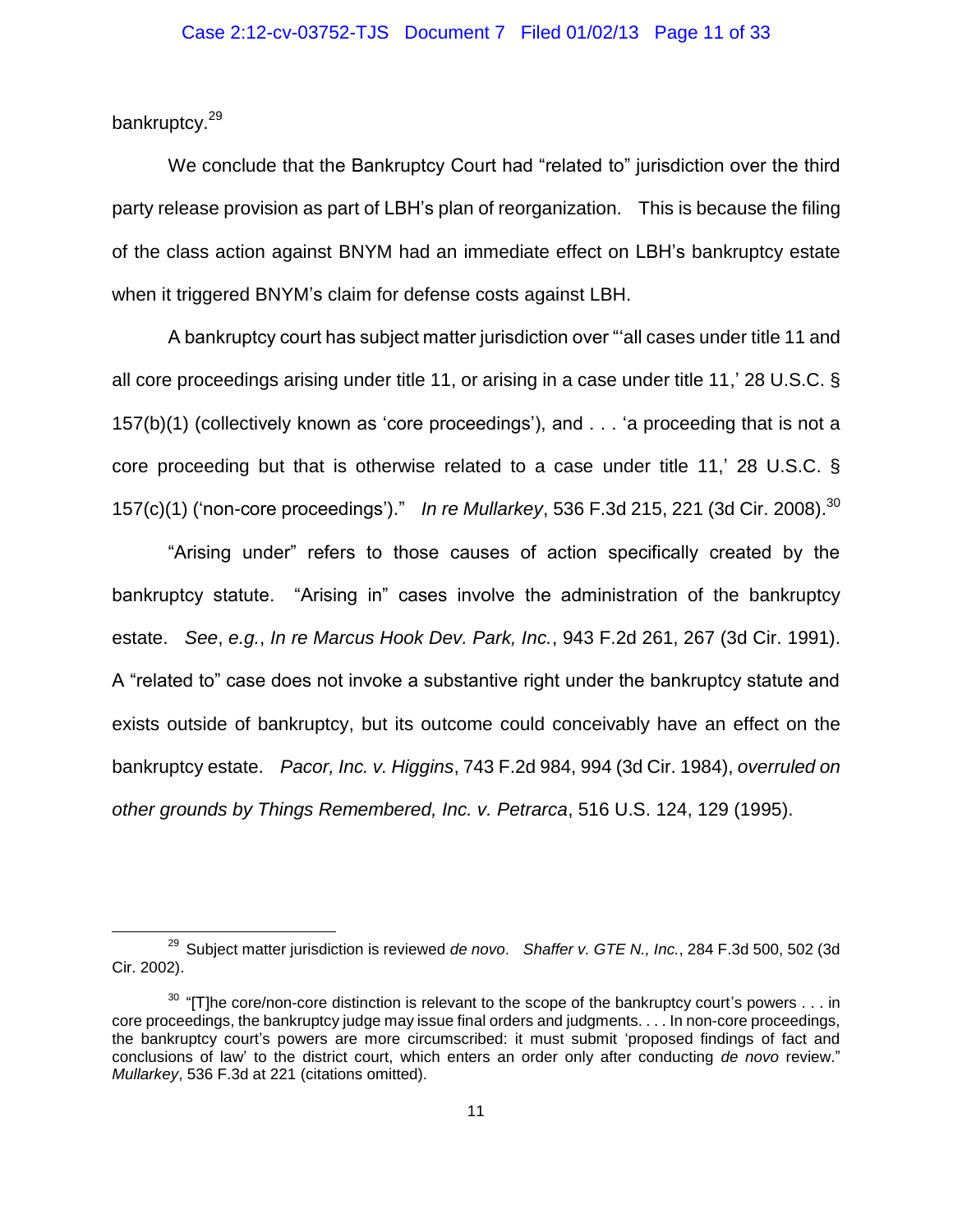bankruptcy.[29]

We conclude that the Bankruptcy Court had "related to" jurisdiction over the third party release provision as part of LBH's plan of reorganization. This is because the filing of the class action against BNYM had an immediate effect on LBH's bankruptcy estate when it triggered BNYM's claim for defense costs against LBH.

A bankruptcy court has subject matter jurisdiction over "'all cases under title 11 and all core proceedings arising under title 11, or arising in a case under title 11,' 28 U.S.C. § 157(b)(1) (collectively known as 'core proceedings'), and . . . 'a proceeding that is not a core proceeding but that is otherwise related to a case under title 11,' 28 U.S.C. § 157(c)(1) ('non-core proceedings')." *In re Mullarkey*, 536 F.3d 215, 221 (3d Cir. 2008).[30]

"Arising under" refers to those causes of action specifically created by the bankruptcy statute. "Arising in" cases involve the administration of the bankruptcy estate. *See*, *e.g.*, *In re Marcus Hook Dev. Park, Inc.*, 943 F.2d 261, 267 (3d Cir. 1991). A "related to" case does not invoke a substantive right under the bankruptcy statute and exists outside of bankruptcy, but its outcome could conceivably have an effect on the bankruptcy estate. *Pacor, Inc. v. Higgins*, 743 F.2d 984, 994 (3d Cir. 1984), *overruled on other grounds by Things Remembered, Inc. v. Petrarca*, 516 U.S. 124, 129 (1995).

---

[29] Subject matter jurisdiction is reviewed *de novo*. *Shaffer v. GTE N., Inc.*, 284 F.3d 500, 502 (3d Cir. 2002).

[30] "[T]he core/non-core distinction is relevant to the scope of the bankruptcy court's powers . . . in core proceedings, the bankruptcy judge may issue final orders and judgments. . . . In non-core proceedings, the bankruptcy court's powers are more circumscribed: it must submit 'proposed findings of fact and conclusions of law' to the district court, which enters an order only after conducting *de novo* review." *Mullarkey*, 536 F.3d at 221 (citations omitted).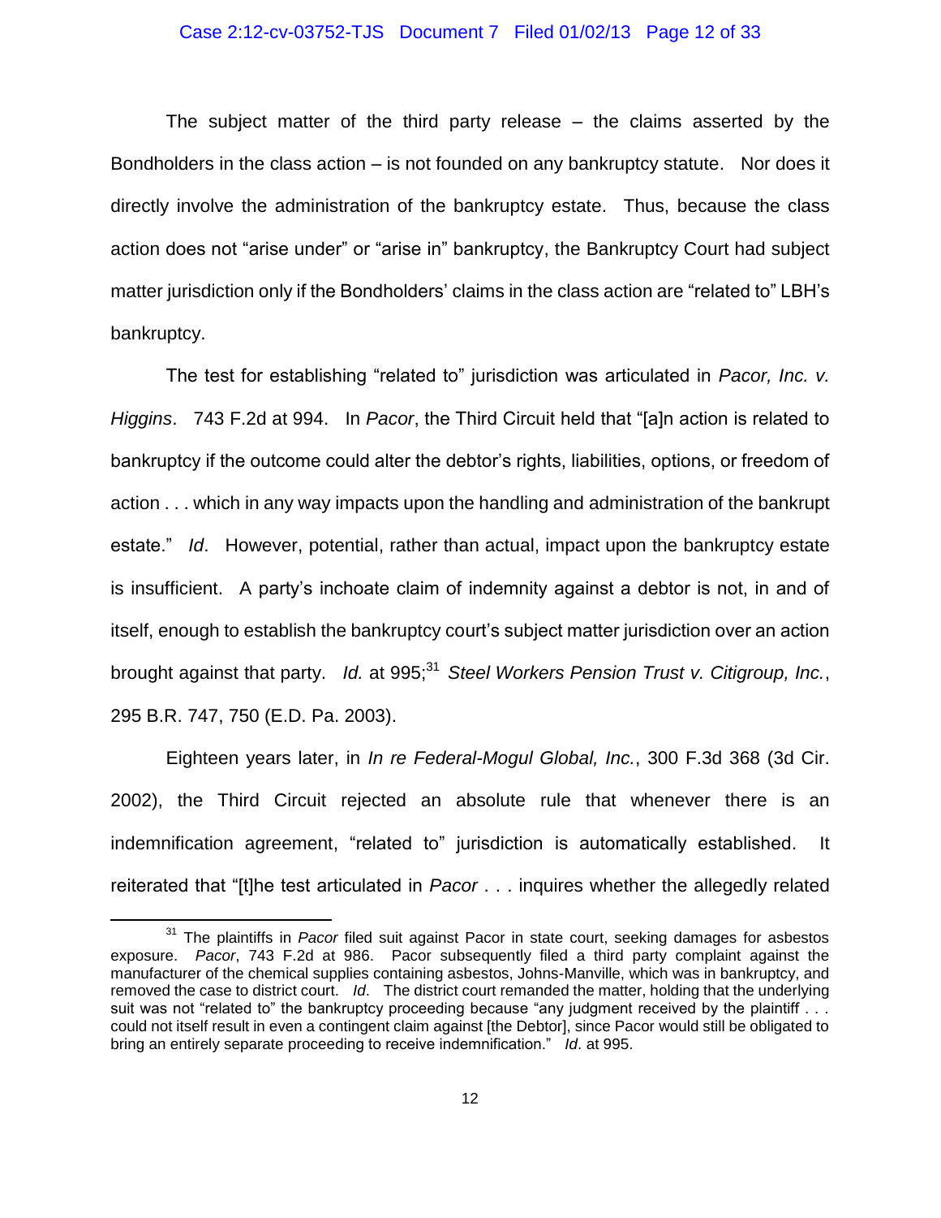The subject matter of the third party release – the claims asserted by the Bondholders in the class action – is not founded on any bankruptcy statute. Nor does it directly involve the administration of the bankruptcy estate. Thus, because the class action does not "arise under" or "arise in" bankruptcy, the Bankruptcy Court had subject matter jurisdiction only if the Bondholders' claims in the class action are "related to" LBH's bankruptcy.

The test for establishing "related to" jurisdiction was articulated in *Pacor, Inc. v. Higgins*. 743 F.2d at 994. In *Pacor*, the Third Circuit held that "[a]n action is related to bankruptcy if the outcome could alter the debtor's rights, liabilities, options, or freedom of action . . . which in any way impacts upon the handling and administration of the bankrupt estate." *Id*. However, potential, rather than actual, impact upon the bankruptcy estate is insufficient. A party's inchoate claim of indemnity against a debtor is not, in and of itself, enough to establish the bankruptcy court's subject matter jurisdiction over an action brought against that party. *Id.* at 995;[31] *Steel Workers Pension Trust v. Citigroup, Inc.*, 295 B.R. 747, 750 (E.D. Pa. 2003).

Eighteen years later, in *In re Federal-Mogul Global, Inc.*, 300 F.3d 368 (3d Cir. 2002), the Third Circuit rejected an absolute rule that whenever there is an indemnification agreement, "related to" jurisdiction is automatically established. It reiterated that "[t]he test articulated in *Pacor* . . . inquires whether the allegedly related

---

[31] The plaintiffs in *Pacor* filed suit against Pacor in state court, seeking damages for asbestos exposure. *Pacor*, 743 F.2d at 986. Pacor subsequently filed a third party complaint against the manufacturer of the chemical supplies containing asbestos, Johns-Manville, which was in bankruptcy, and removed the case to district court. *Id*. The district court remanded the matter, holding that the underlying suit was not "related to" the bankruptcy proceeding because "any judgment received by the plaintiff . . . could not itself result in even a contingent claim against [the Debtor], since Pacor would still be obligated to bring an entirely separate proceeding to receive indemnification." *Id*. at 995.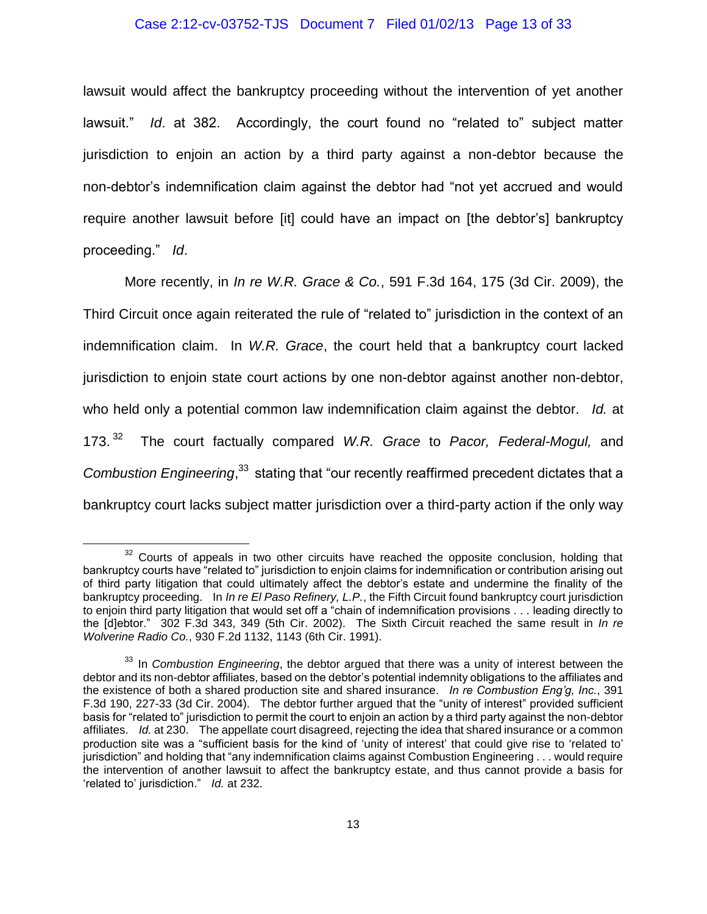lawsuit would affect the bankruptcy proceeding without the intervention of yet another lawsuit." *Id*. at 382. Accordingly, the court found no "related to" subject matter jurisdiction to enjoin an action by a third party against a non-debtor because the non-debtor's indemnification claim against the debtor had "not yet accrued and would require another lawsuit before [it] could have an impact on [the debtor's] bankruptcy proceeding." *Id*.

More recently, in *In re W.R. Grace & Co.*, 591 F.3d 164, 175 (3d Cir. 2009), the Third Circuit once again reiterated the rule of "related to" jurisdiction in the context of an indemnification claim. In *W.R. Grace*, the court held that a bankruptcy court lacked jurisdiction to enjoin state court actions by one non-debtor against another non-debtor, who held only a potential common law indemnification claim against the debtor. *Id.* at 173.[32] The court factually compared *W.R. Grace* to *Pacor, Federal-Mogul,* and *Combustion Engineering*,[33] stating that "our recently reaffirmed precedent dictates that a bankruptcy court lacks subject matter jurisdiction over a third-party action if the only way

---

[32] Courts of appeals in two other circuits have reached the opposite conclusion, holding that bankruptcy courts have "related to" jurisdiction to enjoin claims for indemnification or contribution arising out of third party litigation that could ultimately affect the debtor's estate and undermine the finality of the bankruptcy proceeding. In *In re El Paso Refinery, L.P.*, the Fifth Circuit found bankruptcy court jurisdiction to enjoin third party litigation that would set off a "chain of indemnification provisions . . . leading directly to the [d]ebtor." 302 F.3d 343, 349 (5th Cir. 2002). The Sixth Circuit reached the same result in *In re Wolverine Radio Co.*, 930 F.2d 1132, 1143 (6th Cir. 1991).

[33] In *Combustion Engineering*, the debtor argued that there was a unity of interest between the debtor and its non-debtor affiliates, based on the debtor's potential indemnity obligations to the affiliates and the existence of both a shared production site and shared insurance. *In re Combustion Eng'g, Inc.*, 391 F.3d 190, 227-33 (3d Cir. 2004). The debtor further argued that the "unity of interest" provided sufficient basis for "related to" jurisdiction to permit the court to enjoin an action by a third party against the non-debtor affiliates. *Id.* at 230. The appellate court disagreed, rejecting the idea that shared insurance or a common production site was a "sufficient basis for the kind of 'unity of interest' that could give rise to 'related to' jurisdiction" and holding that "any indemnification claims against Combustion Engineering . . . would require the intervention of another lawsuit to affect the bankruptcy estate, and thus cannot provide a basis for 'related to' jurisdiction." *Id.* at 232.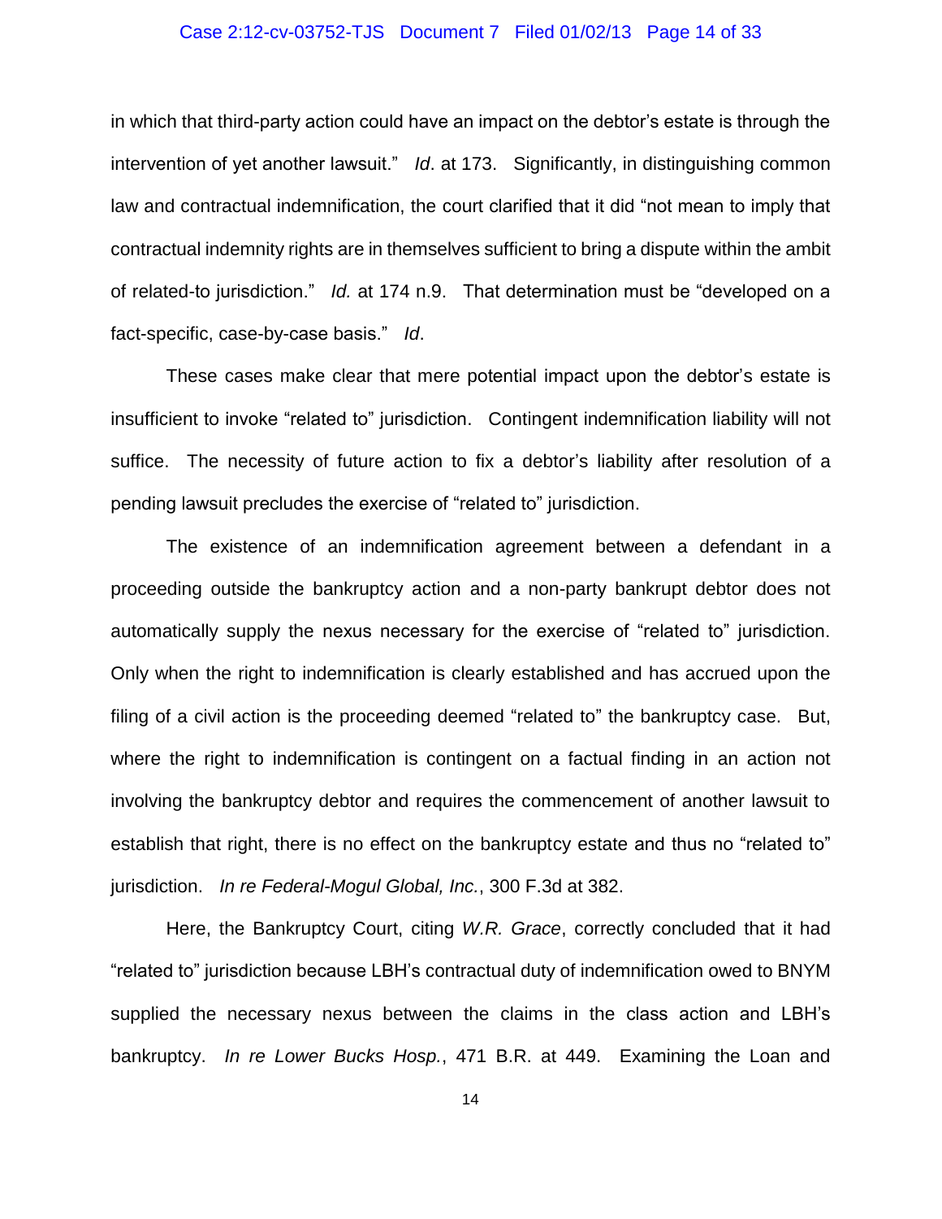in which that third-party action could have an impact on the debtor's estate is through the intervention of yet another lawsuit." *Id*. at 173. Significantly, in distinguishing common law and contractual indemnification, the court clarified that it did "not mean to imply that contractual indemnity rights are in themselves sufficient to bring a dispute within the ambit of related-to jurisdiction." *Id.* at 174 n.9. That determination must be "developed on a fact-specific, case-by-case basis." *Id*.

These cases make clear that mere potential impact upon the debtor's estate is insufficient to invoke "related to" jurisdiction. Contingent indemnification liability will not suffice. The necessity of future action to fix a debtor's liability after resolution of a pending lawsuit precludes the exercise of "related to" jurisdiction.

The existence of an indemnification agreement between a defendant in a proceeding outside the bankruptcy action and a non-party bankrupt debtor does not automatically supply the nexus necessary for the exercise of "related to" jurisdiction. Only when the right to indemnification is clearly established and has accrued upon the filing of a civil action is the proceeding deemed "related to" the bankruptcy case. But, where the right to indemnification is contingent on a factual finding in an action not involving the bankruptcy debtor and requires the commencement of another lawsuit to establish that right, there is no effect on the bankruptcy estate and thus no "related to" jurisdiction. *In re Federal-Mogul Global, Inc.*, 300 F.3d at 382.

Here, the Bankruptcy Court, citing *W.R. Grace*, correctly concluded that it had "related to" jurisdiction because LBH's contractual duty of indemnification owed to BNYM supplied the necessary nexus between the claims in the class action and LBH's bankruptcy. *In re Lower Bucks Hosp.*, 471 B.R. at 449. Examining the Loan and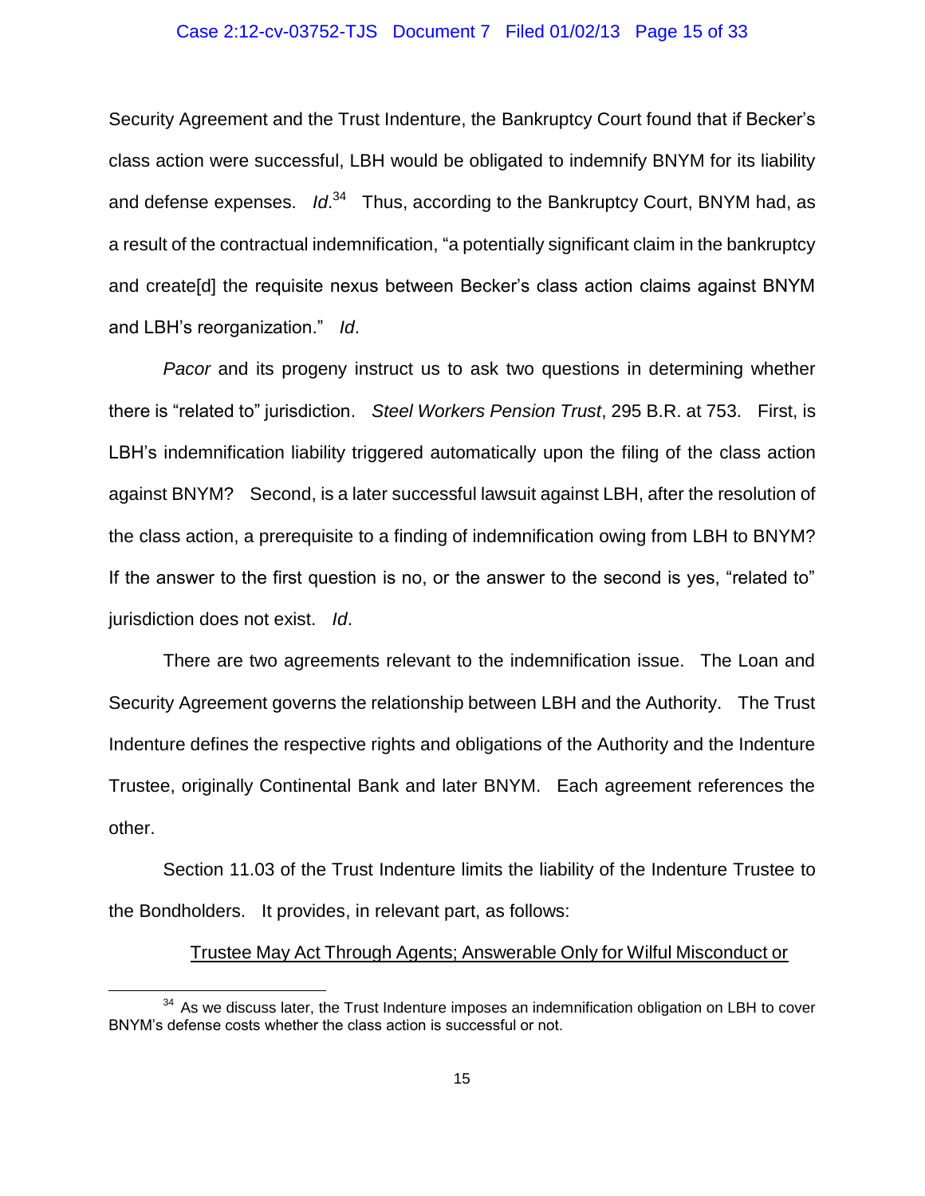Security Agreement and the Trust Indenture, the Bankruptcy Court found that if Becker's class action were successful, LBH would be obligated to indemnify BNYM for its liability and defense expenses. *Id*.[34] Thus, according to the Bankruptcy Court, BNYM had, as a result of the contractual indemnification, "a potentially significant claim in the bankruptcy and create[d] the requisite nexus between Becker's class action claims against BNYM and LBH's reorganization." *Id*.

*Pacor* and its progeny instruct us to ask two questions in determining whether there is "related to" jurisdiction. *Steel Workers Pension Trust*, 295 B.R. at 753. First, is LBH's indemnification liability triggered automatically upon the filing of the class action against BNYM? Second, is a later successful lawsuit against LBH, after the resolution of the class action, a prerequisite to a finding of indemnification owing from LBH to BNYM? If the answer to the first question is no, or the answer to the second is yes, "related to" jurisdiction does not exist. *Id*.

There are two agreements relevant to the indemnification issue. The Loan and Security Agreement governs the relationship between LBH and the Authority. The Trust Indenture defines the respective rights and obligations of the Authority and the Indenture Trustee, originally Continental Bank and later BNYM. Each agreement references the other.

Section 11.03 of the Trust Indenture limits the liability of the Indenture Trustee to the Bondholders. It provides, in relevant part, as follows:

<u>Trustee May Act Through Agents; Answerable Only for Wilful Misconduct or</u>

[34] As we discuss later, the Trust Indenture imposes an indemnification obligation on LBH to cover BNYM's defense costs whether the class action is successful or not.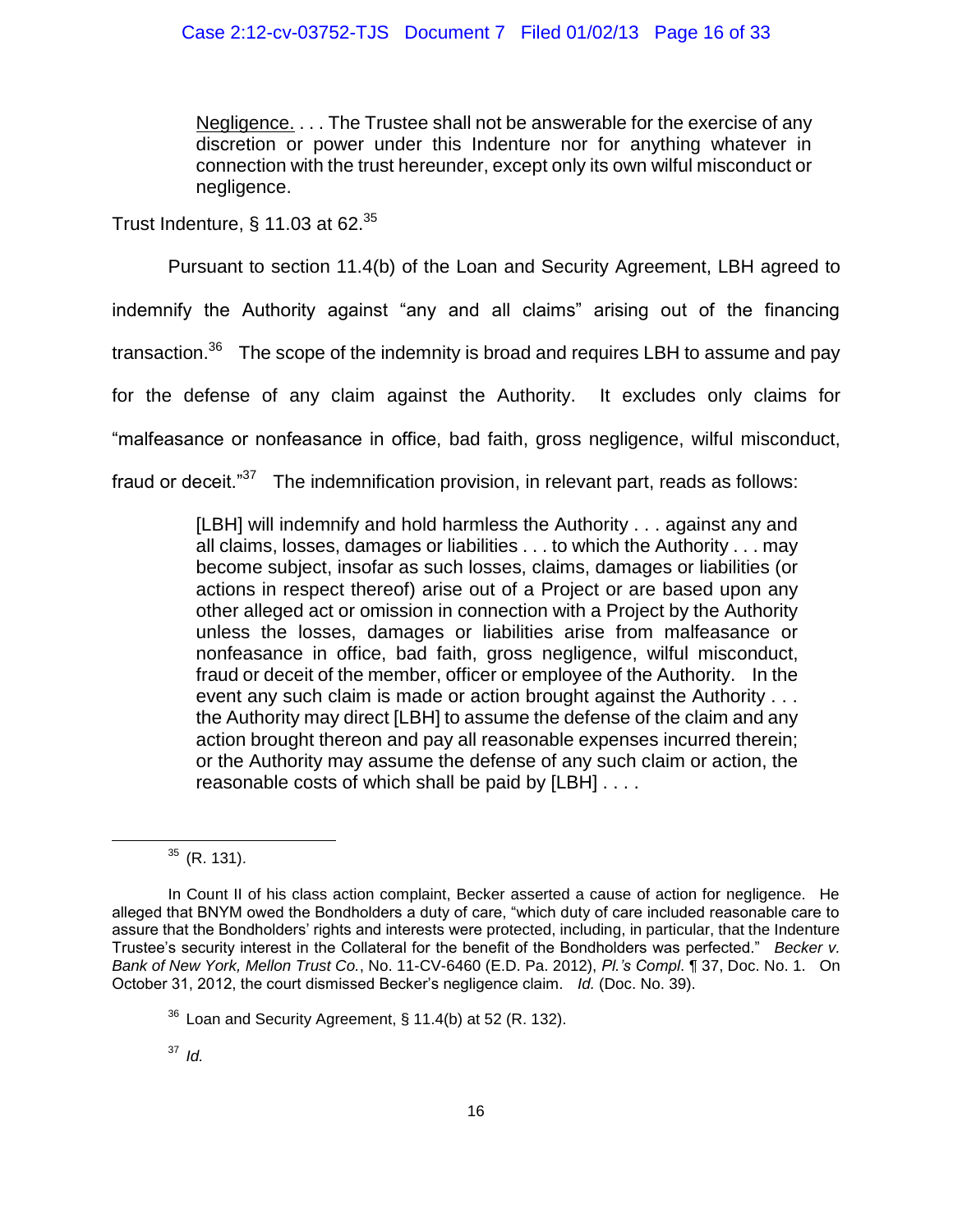> Negligence. . . . The Trustee shall not be answerable for the exercise of any discretion or power under this Indenture nor for anything whatever in connection with the trust hereunder, except only its own wilful misconduct or negligence.

Trust Indenture, § 11.03 at 62.[35]

Pursuant to section 11.4(b) of the Loan and Security Agreement, LBH agreed to indemnify the Authority against "any and all claims" arising out of the financing transaction.[36] The scope of the indemnity is broad and requires LBH to assume and pay for the defense of any claim against the Authority. It excludes only claims for "malfeasance or nonfeasance in office, bad faith, gross negligence, wilful misconduct, fraud or deceit."[37] The indemnification provision, in relevant part, reads as follows:

> [LBH] will indemnify and hold harmless the Authority . . . against any and all claims, losses, damages or liabilities . . . to which the Authority . . . may become subject, insofar as such losses, claims, damages or liabilities (or actions in respect thereof) arise out of a Project or are based upon any other alleged act or omission in connection with a Project by the Authority unless the losses, damages or liabilities arise from malfeasance or nonfeasance in office, bad faith, gross negligence, wilful misconduct, fraud or deceit of the member, officer or employee of the Authority. In the event any such claim is made or action brought against the Authority . . . the Authority may direct [LBH] to assume the defense of the claim and any action brought thereon and pay all reasonable expenses incurred therein; or the Authority may assume the defense of any such claim or action, the reasonable costs of which shall be paid by [LBH] . . . .

---

[35] (R. 131).

In Count II of his class action complaint, Becker asserted a cause of action for negligence. He alleged that BNYM owed the Bondholders a duty of care, "which duty of care included reasonable care to assure that the Bondholders' rights and interests were protected, including, in particular, that the Indenture Trustee's security interest in the Collateral for the benefit of the Bondholders was perfected." *Becker v. Bank of New York, Mellon Trust Co.*, No. 11-CV-6460 (E.D. Pa. 2012), *Pl.'s Compl.* ¶ 37, Doc. No. 1. On October 31, 2012, the court dismissed Becker's negligence claim. *Id.* (Doc. No. 39).

[36] Loan and Security Agreement, § 11.4(b) at 52 (R. 132).

[37] *Id.*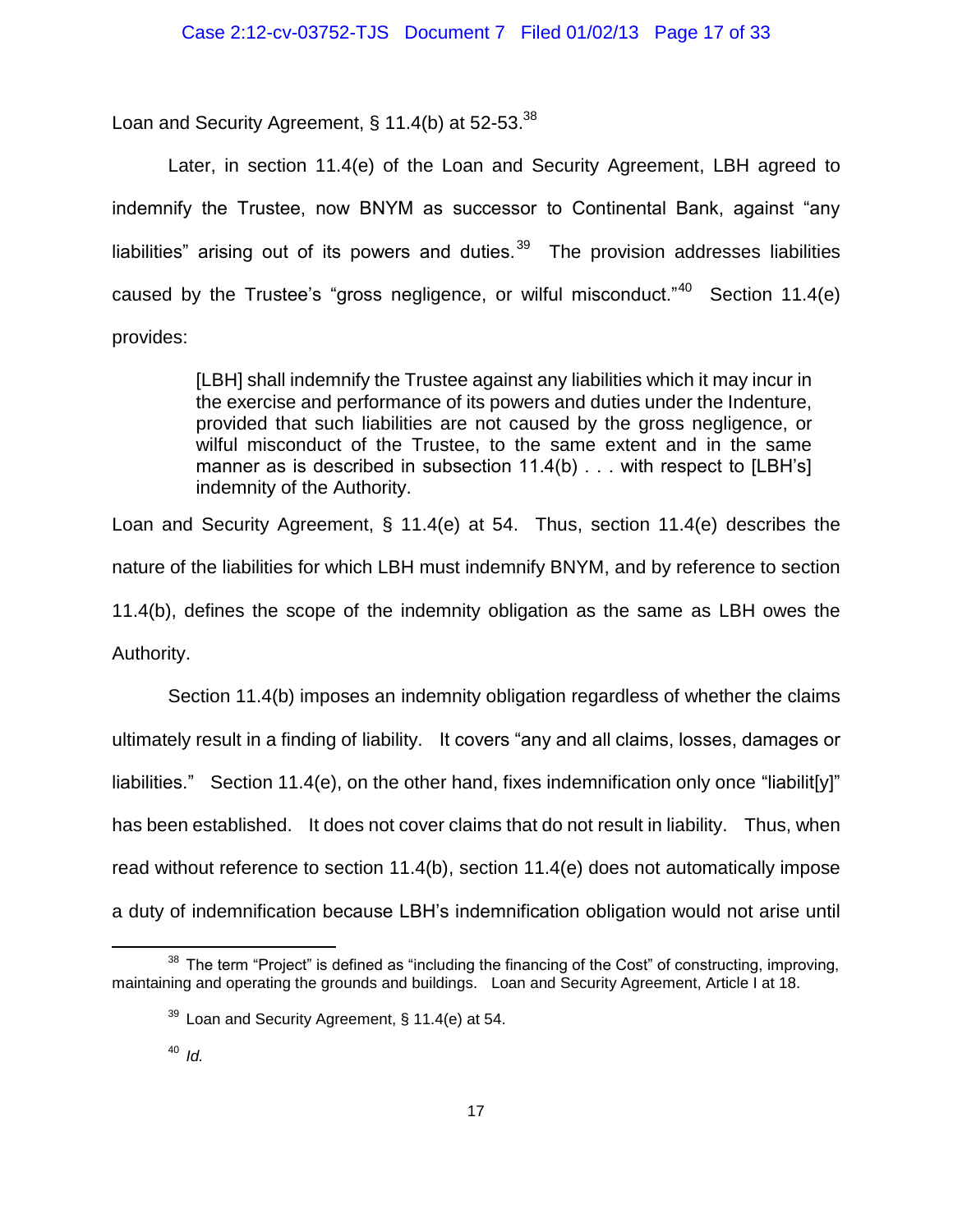Loan and Security Agreement, § 11.4(b) at 52-53.[38]

Later, in section 11.4(e) of the Loan and Security Agreement, LBH agreed to indemnify the Trustee, now BNYM as successor to Continental Bank, against "any liabilities" arising out of its powers and duties.[39] The provision addresses liabilities caused by the Trustee's "gross negligence, or wilful misconduct."[40] Section 11.4(e) provides:

> [LBH] shall indemnify the Trustee against any liabilities which it may incur in the exercise and performance of its powers and duties under the Indenture, provided that such liabilities are not caused by the gross negligence, or wilful misconduct of the Trustee, to the same extent and in the same manner as is described in subsection 11.4(b) . . . with respect to [LBH's] indemnity of the Authority.

Loan and Security Agreement, § 11.4(e) at 54. Thus, section 11.4(e) describes the nature of the liabilities for which LBH must indemnify BNYM, and by reference to section 11.4(b), defines the scope of the indemnity obligation as the same as LBH owes the Authority.

Section 11.4(b) imposes an indemnity obligation regardless of whether the claims ultimately result in a finding of liability. It covers "any and all claims, losses, damages or liabilities." Section 11.4(e), on the other hand, fixes indemnification only once "liabilit[y]" has been established. It does not cover claims that do not result in liability. Thus, when read without reference to section 11.4(b), section 11.4(e) does not automatically impose a duty of indemnification because LBH's indemnification obligation would not arise until

---

[38] The term "Project" is defined as "including the financing of the Cost" of constructing, improving, maintaining and operating the grounds and buildings. Loan and Security Agreement, Article I at 18.

[39] Loan and Security Agreement, § 11.4(e) at 54.

[40] *Id.*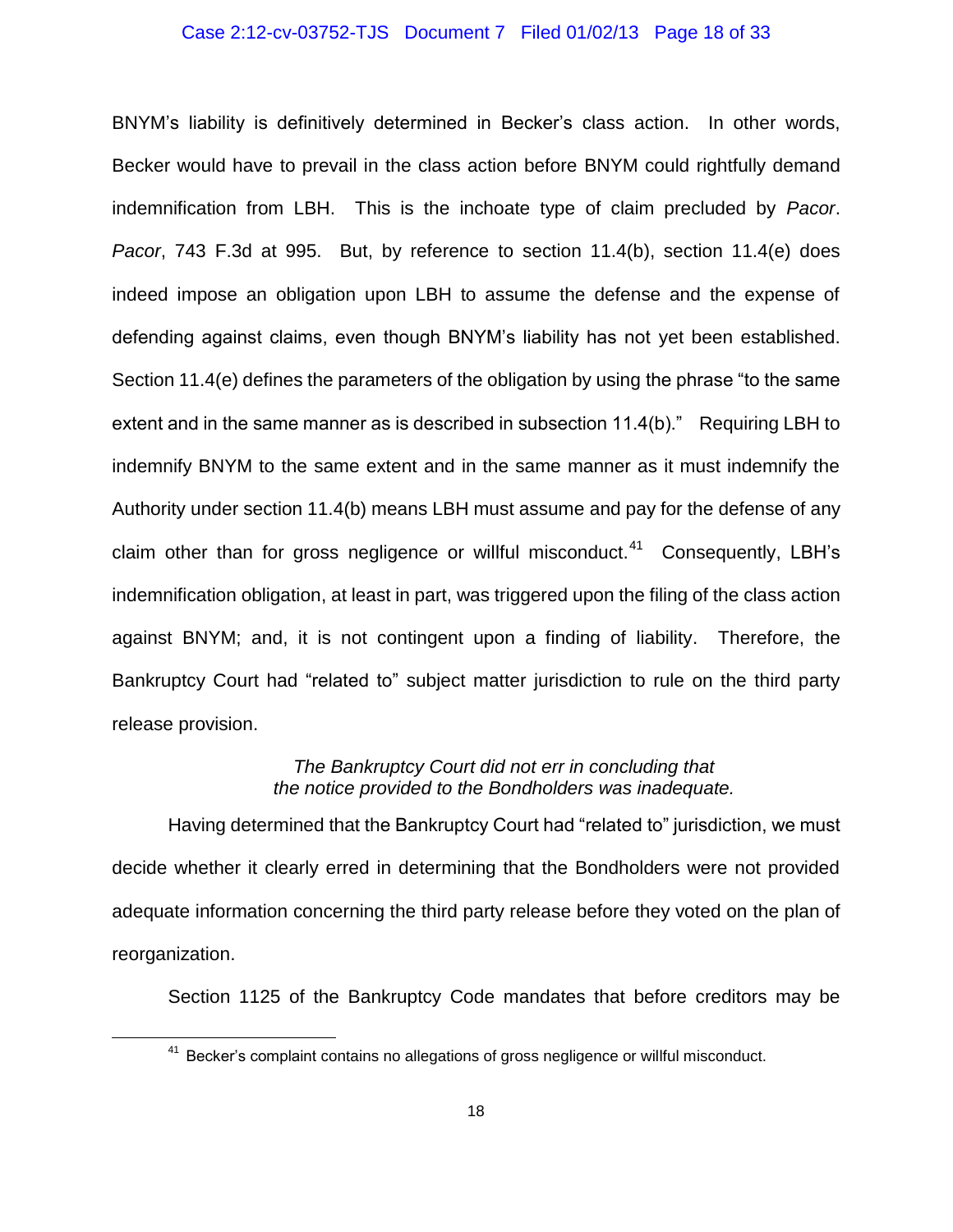BNYM's liability is definitively determined in Becker's class action. In other words, Becker would have to prevail in the class action before BNYM could rightfully demand indemnification from LBH. This is the inchoate type of claim precluded by *Pacor*. *Pacor*, 743 F.3d at 995. But, by reference to section 11.4(b), section 11.4(e) does indeed impose an obligation upon LBH to assume the defense and the expense of defending against claims, even though BNYM's liability has not yet been established. Section 11.4(e) defines the parameters of the obligation by using the phrase "to the same extent and in the same manner as is described in subsection 11.4(b)." Requiring LBH to indemnify BNYM to the same extent and in the same manner as it must indemnify the Authority under section 11.4(b) means LBH must assume and pay for the defense of any claim other than for gross negligence or willful misconduct.[41] Consequently, LBH's indemnification obligation, at least in part, was triggered upon the filing of the class action against BNYM; and, it is not contingent upon a finding of liability. Therefore, the Bankruptcy Court had "related to" subject matter jurisdiction to rule on the third party release provision.

*The Bankruptcy Court did not err in concluding that the notice provided to the Bondholders was inadequate.*

Having determined that the Bankruptcy Court had "related to" jurisdiction, we must decide whether it clearly erred in determining that the Bondholders were not provided adequate information concerning the third party release before they voted on the plan of reorganization.

Section 1125 of the Bankruptcy Code mandates that before creditors may be

---

[41] Becker's complaint contains no allegations of gross negligence or willful misconduct.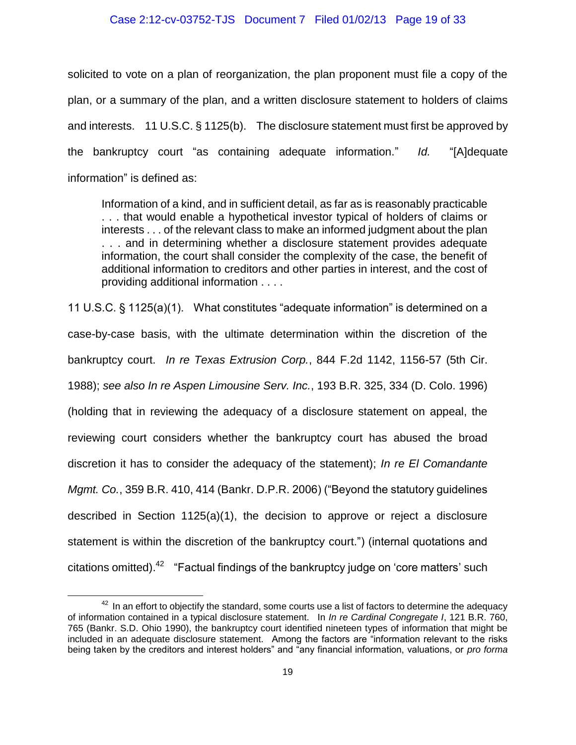solicited to vote on a plan of reorganization, the plan proponent must file a copy of the plan, or a summary of the plan, and a written disclosure statement to holders of claims and interests. 11 U.S.C. § 1125(b). The disclosure statement must first be approved by the bankruptcy court "as containing adequate information." *Id.* "[A]dequate information" is defined as:

> Information of a kind, and in sufficient detail, as far as is reasonably practicable . . . that would enable a hypothetical investor typical of holders of claims or interests . . . of the relevant class to make an informed judgment about the plan . . . and in determining whether a disclosure statement provides adequate information, the court shall consider the complexity of the case, the benefit of additional information to creditors and other parties in interest, and the cost of providing additional information . . . .

11 U.S.C. § 1125(a)(1). What constitutes "adequate information" is determined on a case-by-case basis, with the ultimate determination within the discretion of the bankruptcy court. *In re Texas Extrusion Corp.*, 844 F.2d 1142, 1156-57 (5th Cir. 1988); *see also In re Aspen Limousine Serv. Inc.*, 193 B.R. 325, 334 (D. Colo. 1996) (holding that in reviewing the adequacy of a disclosure statement on appeal, the reviewing court considers whether the bankruptcy court has abused the broad discretion it has to consider the adequacy of the statement); *In re El Comandante Mgmt. Co.*, 359 B.R. 410, 414 (Bankr. D.P.R. 2006) ("Beyond the statutory guidelines described in Section 1125(a)(1), the decision to approve or reject a disclosure statement is within the discretion of the bankruptcy court.") (internal quotations and citations omitted).[42] "Factual findings of the bankruptcy judge on 'core matters' such

[42] In an effort to objectify the standard, some courts use a list of factors to determine the adequacy of information contained in a typical disclosure statement. In *In re Cardinal Congregate I*, 121 B.R. 760, 765 (Bankr. S.D. Ohio 1990), the bankruptcy court identified nineteen types of information that might be included in an adequate disclosure statement. Among the factors are "information relevant to the risks being taken by the creditors and interest holders" and "any financial information, valuations, or *pro forma*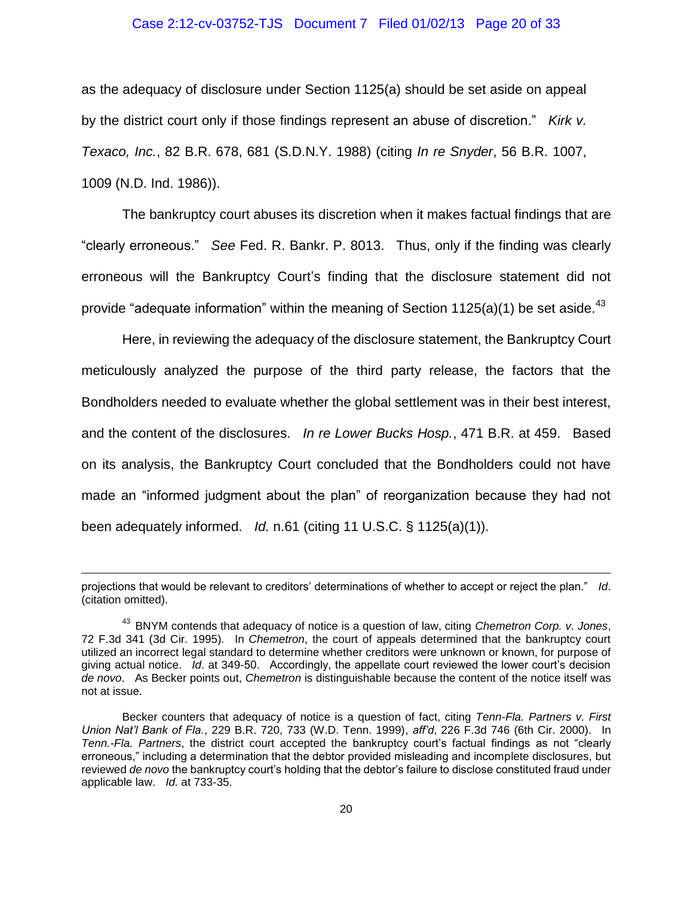as the adequacy of disclosure under Section 1125(a) should be set aside on appeal by the district court only if those findings represent an abuse of discretion." *Kirk v. Texaco, Inc.*, 82 B.R. 678, 681 (S.D.N.Y. 1988) (citing *In re Snyder*, 56 B.R. 1007, 1009 (N.D. Ind. 1986)).

The bankruptcy court abuses its discretion when it makes factual findings that are "clearly erroneous." *See* Fed. R. Bankr. P. 8013. Thus, only if the finding was clearly erroneous will the Bankruptcy Court's finding that the disclosure statement did not provide "adequate information" within the meaning of Section 1125(a)(1) be set aside.[43]

Here, in reviewing the adequacy of the disclosure statement, the Bankruptcy Court meticulously analyzed the purpose of the third party release, the factors that the Bondholders needed to evaluate whether the global settlement was in their best interest, and the content of the disclosures. *In re Lower Bucks Hosp.*, 471 B.R. at 459. Based on its analysis, the Bankruptcy Court concluded that the Bondholders could not have made an "informed judgment about the plan" of reorganization because they had not been adequately informed. *Id.* n.61 (citing 11 U.S.C. § 1125(a)(1)).

---

projections that would be relevant to creditors' determinations of whether to accept or reject the plan." *Id*. (citation omitted).

[43] BNYM contends that adequacy of notice is a question of law, citing *Chemetron Corp. v. Jones*, 72 F.3d 341 (3d Cir. 1995). In *Chemetron*, the court of appeals determined that the bankruptcy court utilized an incorrect legal standard to determine whether creditors were unknown or known, for purpose of giving actual notice. *Id*. at 349-50. Accordingly, the appellate court reviewed the lower court's decision *de novo*. As Becker points out, *Chemetron* is distinguishable because the content of the notice itself was not at issue.

Becker counters that adequacy of notice is a question of fact, citing *Tenn-Fla. Partners v. First Union Nat'l Bank of Fla.*, 229 B.R. 720, 733 (W.D. Tenn. 1999), *aff'd*, 226 F.3d 746 (6th Cir. 2000). In *Tenn.-Fla. Partners*, the district court accepted the bankruptcy court's factual findings as not "clearly erroneous," including a determination that the debtor provided misleading and incomplete disclosures, but reviewed *de novo* the bankruptcy court's holding that the debtor's failure to disclose constituted fraud under applicable law. *Id.* at 733-35.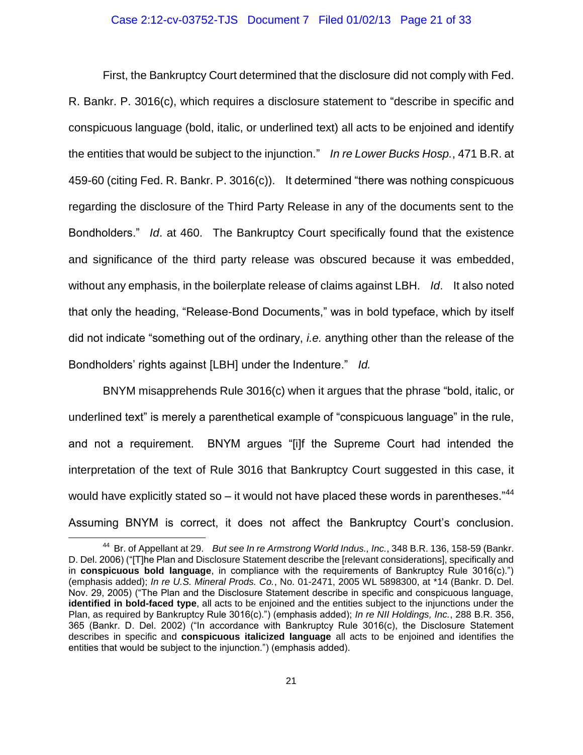First, the Bankruptcy Court determined that the disclosure did not comply with Fed. R. Bankr. P. 3016(c), which requires a disclosure statement to "describe in specific and conspicuous language (bold, italic, or underlined text) all acts to be enjoined and identify the entities that would be subject to the injunction." *In re Lower Bucks Hosp.*, 471 B.R. at 459-60 (citing Fed. R. Bankr. P. 3016(c)). It determined "there was nothing conspicuous regarding the disclosure of the Third Party Release in any of the documents sent to the Bondholders." *Id*. at 460. The Bankruptcy Court specifically found that the existence and significance of the third party release was obscured because it was embedded, without any emphasis, in the boilerplate release of claims against LBH. *Id*. It also noted that only the heading, "Release-Bond Documents," was in bold typeface, which by itself did not indicate "something out of the ordinary, *i.e.* anything other than the release of the Bondholders' rights against [LBH] under the Indenture." *Id.*

BNYM misapprehends Rule 3016(c) when it argues that the phrase "bold, italic, or underlined text" is merely a parenthetical example of "conspicuous language" in the rule, and not a requirement. BNYM argues "[i]f the Supreme Court had intended the interpretation of the text of Rule 3016 that Bankruptcy Court suggested in this case, it would have explicitly stated so – it would not have placed these words in parentheses."[44] Assuming BNYM is correct, it does not affect the Bankruptcy Court's conclusion.

[44] Br. of Appellant at 29. *But see In re Armstrong World Indus., Inc.*, 348 B.R. 136, 158-59 (Bankr. D. Del. 2006) ("[T]he Plan and Disclosure Statement describe the [relevant considerations], specifically and in **conspicuous bold language**, in compliance with the requirements of Bankruptcy Rule 3016(c).") (emphasis added); *In re U.S. Mineral Prods. Co.*, No. 01-2471, 2005 WL 5898300, at *14 (Bankr. D. Del. Nov. 29, 2005) ("The Plan and the Disclosure Statement describe in specific and conspicuous language, **identified in bold-faced type**, all acts to be enjoined and the entities subject to the injunctions under the Plan, as required by Bankruptcy Rule 3016(c).") (emphasis added); *In re NII Holdings, Inc.*, 288 B.R. 356, 365 (Bankr. D. Del. 2002) ("In accordance with Bankruptcy Rule 3016(c), the Disclosure Statement describes in specific and **conspicuous italicized language** all acts to be enjoined and identifies the entities that would be subject to the injunction.") (emphasis added).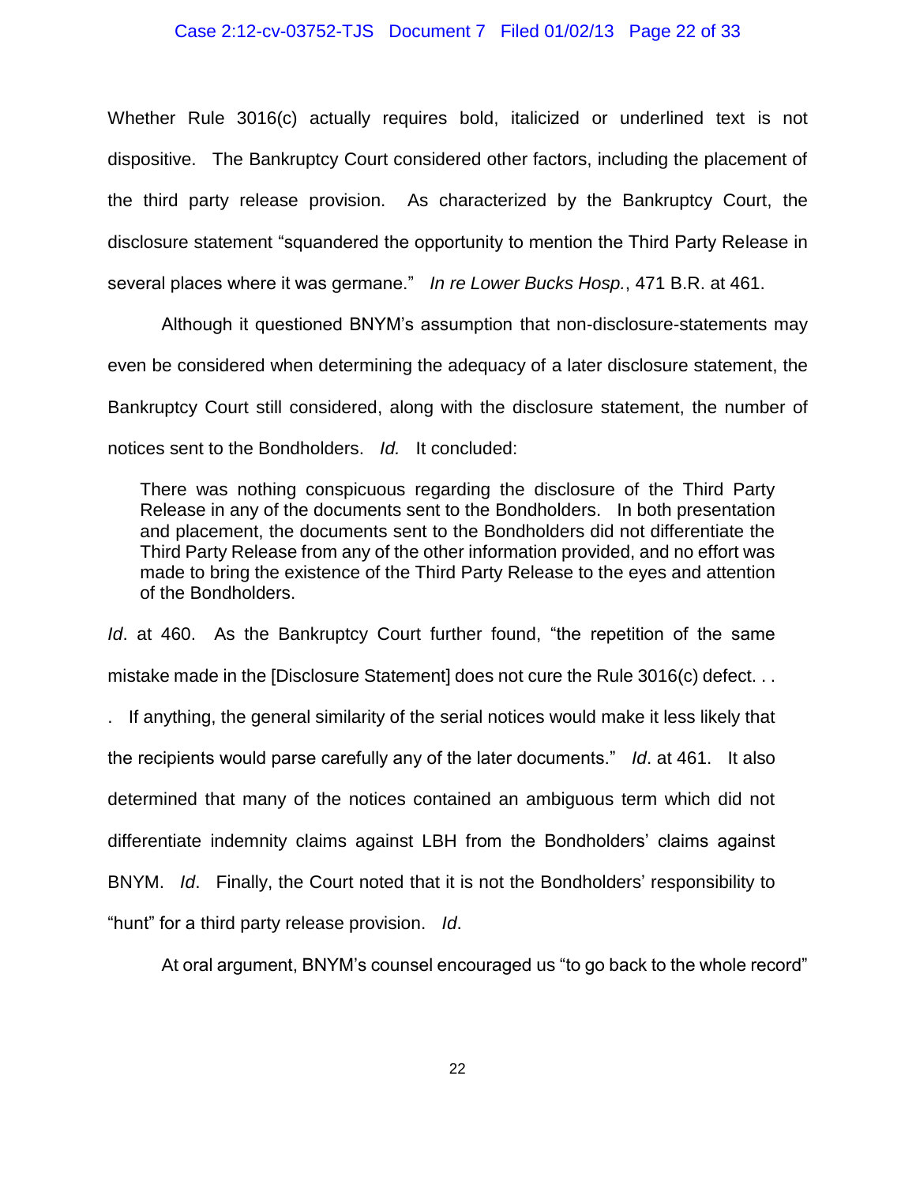Whether Rule 3016(c) actually requires bold, italicized or underlined text is not dispositive. The Bankruptcy Court considered other factors, including the placement of the third party release provision. As characterized by the Bankruptcy Court, the disclosure statement "squandered the opportunity to mention the Third Party Release in several places where it was germane." *In re Lower Bucks Hosp.*, 471 B.R. at 461.

Although it questioned BNYM's assumption that non-disclosure-statements may even be considered when determining the adequacy of a later disclosure statement, the Bankruptcy Court still considered, along with the disclosure statement, the number of notices sent to the Bondholders. *Id.* It concluded:

> There was nothing conspicuous regarding the disclosure of the Third Party Release in any of the documents sent to the Bondholders. In both presentation and placement, the documents sent to the Bondholders did not differentiate the Third Party Release from any of the other information provided, and no effort was made to bring the existence of the Third Party Release to the eyes and attention of the Bondholders.

*Id*. at 460. As the Bankruptcy Court further found, "the repetition of the same mistake made in the [Disclosure Statement] does not cure the Rule 3016(c) defect. . . . If anything, the general similarity of the serial notices would make it less likely that the recipients would parse carefully any of the later documents." *Id*. at 461. It also determined that many of the notices contained an ambiguous term which did not differentiate indemnity claims against LBH from the Bondholders' claims against BNYM. *Id*. Finally, the Court noted that it is not the Bondholders' responsibility to "hunt" for a third party release provision. *Id*.

At oral argument, BNYM's counsel encouraged us "to go back to the whole record"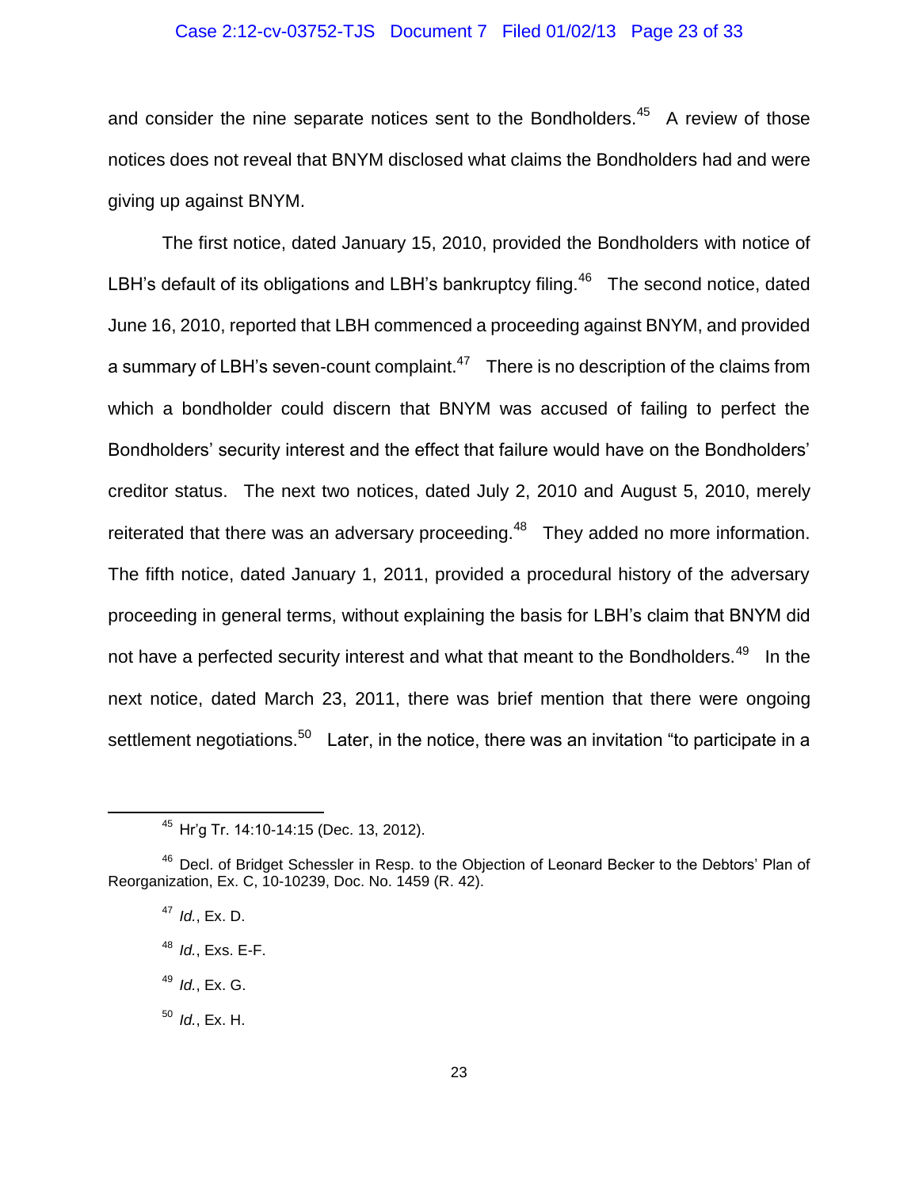and consider the nine separate notices sent to the Bondholders.[45] A review of those notices does not reveal that BNYM disclosed what claims the Bondholders had and were giving up against BNYM.

The first notice, dated January 15, 2010, provided the Bondholders with notice of LBH's default of its obligations and LBH's bankruptcy filing.[46] The second notice, dated June 16, 2010, reported that LBH commenced a proceeding against BNYM, and provided a summary of LBH's seven-count complaint.[47] There is no description of the claims from which a bondholder could discern that BNYM was accused of failing to perfect the Bondholders' security interest and the effect that failure would have on the Bondholders' creditor status. The next two notices, dated July 2, 2010 and August 5, 2010, merely reiterated that there was an adversary proceeding.[48] They added no more information. The fifth notice, dated January 1, 2011, provided a procedural history of the adversary proceeding in general terms, without explaining the basis for LBH's claim that BNYM did not have a perfected security interest and what that meant to the Bondholders.[49] In the next notice, dated March 23, 2011, there was brief mention that there were ongoing settlement negotiations.[50] Later, in the notice, there was an invitation "to participate in a

---

[45] Hr'g Tr. 14:10-14:15 (Dec. 13, 2012).

[46] Decl. of Bridget Schessler in Resp. to the Objection of Leonard Becker to the Debtors' Plan of Reorganization, Ex. C, 10-10239, Doc. No. 1459 (R. 42).

[47] *Id.*, Ex. D.

[48] *Id.*, Exs. E-F.

[49] *Id.*, Ex. G.

[50] *Id.*, Ex. H.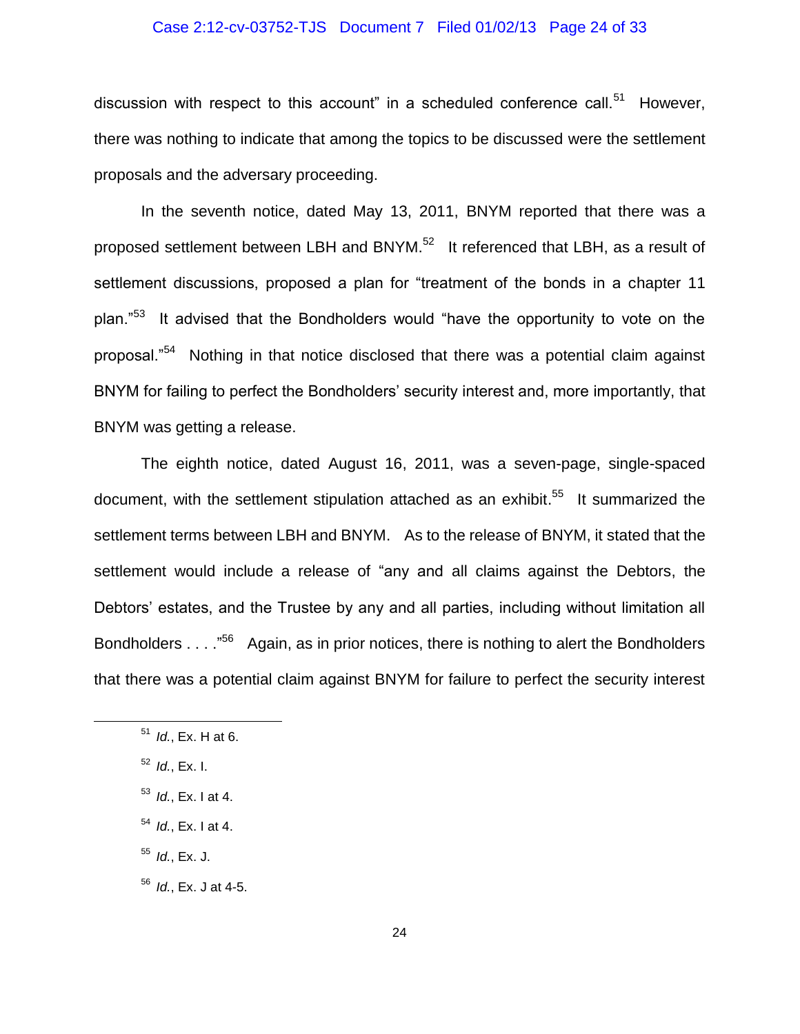discussion with respect to this account" in a scheduled conference call.[51] However, there was nothing to indicate that among the topics to be discussed were the settlement proposals and the adversary proceeding.

In the seventh notice, dated May 13, 2011, BNYM reported that there was a proposed settlement between LBH and BNYM.[52] It referenced that LBH, as a result of settlement discussions, proposed a plan for "treatment of the bonds in a chapter 11 plan."[53] It advised that the Bondholders would "have the opportunity to vote on the proposal."[54] Nothing in that notice disclosed that there was a potential claim against BNYM for failing to perfect the Bondholders' security interest and, more importantly, that BNYM was getting a release.

The eighth notice, dated August 16, 2011, was a seven-page, single-spaced document, with the settlement stipulation attached as an exhibit.[55] It summarized the settlement terms between LBH and BNYM. As to the release of BNYM, it stated that the settlement would include a release of "any and all claims against the Debtors, the Debtors' estates, and the Trustee by any and all parties, including without limitation all Bondholders . . . ."[56] Again, as in prior notices, there is nothing to alert the Bondholders that there was a potential claim against BNYM for failure to perfect the security interest

---

[51] *Id.*, Ex. H at 6.

[52] *Id.*, Ex. I.

[53] *Id.*, Ex. I at 4.

[54] *Id.*, Ex. I at 4.

[55] *Id.*, Ex. J.

[56] *Id.*, Ex. J at 4-5.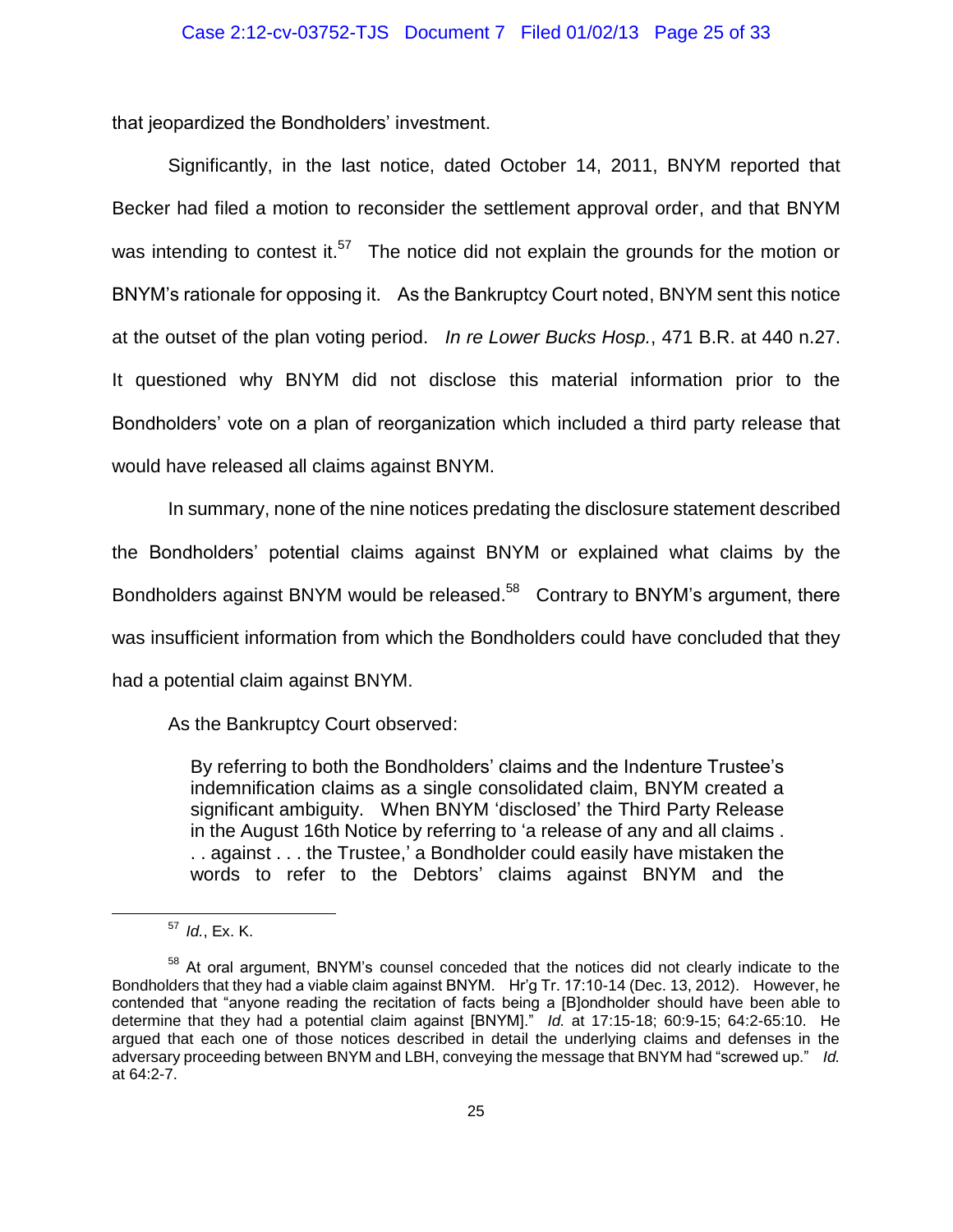that jeopardized the Bondholders' investment.

Significantly, in the last notice, dated October 14, 2011, BNYM reported that Becker had filed a motion to reconsider the settlement approval order, and that BNYM was intending to contest it.[57] The notice did not explain the grounds for the motion or BNYM's rationale for opposing it. As the Bankruptcy Court noted, BNYM sent this notice at the outset of the plan voting period. *In re Lower Bucks Hosp.*, 471 B.R. at 440 n.27. It questioned why BNYM did not disclose this material information prior to the Bondholders' vote on a plan of reorganization which included a third party release that would have released all claims against BNYM.

In summary, none of the nine notices predating the disclosure statement described the Bondholders' potential claims against BNYM or explained what claims by the Bondholders against BNYM would be released.[58] Contrary to BNYM's argument, there was insufficient information from which the Bondholders could have concluded that they had a potential claim against BNYM.

As the Bankruptcy Court observed:

> By referring to both the Bondholders' claims and the Indenture Trustee's indemnification claims as a single consolidated claim, BNYM created a significant ambiguity. When BNYM 'disclosed' the Third Party Release in the August 16th Notice by referring to 'a release of any and all claims . . . against . . . the Trustee,' a Bondholder could easily have mistaken the words to refer to the Debtors' claims against BNYM and the

---

[57] *Id.*, Ex. K.

[58] At oral argument, BNYM's counsel conceded that the notices did not clearly indicate to the Bondholders that they had a viable claim against BNYM. Hr'g Tr. 17:10-14 (Dec. 13, 2012). However, he contended that "anyone reading the recitation of facts being a [B]ondholder should have been able to determine that they had a potential claim against [BNYM]." *Id.* at 17:15-18; 60:9-15; 64:2-65:10. He argued that each one of those notices described in detail the underlying claims and defenses in the adversary proceeding between BNYM and LBH, conveying the message that BNYM had "screwed up." *Id.* at 64:2-7.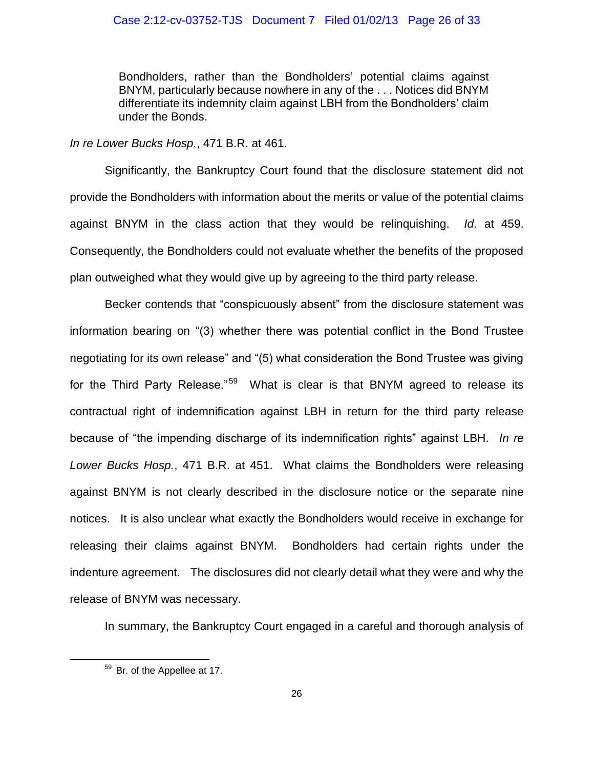> Bondholders, rather than the Bondholders' potential claims against BNYM, particularly because nowhere in any of the . . . Notices did BNYM differentiate its indemnity claim against LBH from the Bondholders' claim under the Bonds.

*In re Lower Bucks Hosp.*, 471 B.R. at 461.

Significantly, the Bankruptcy Court found that the disclosure statement did not provide the Bondholders with information about the merits or value of the potential claims against BNYM in the class action that they would be relinquishing. *Id*. at 459. Consequently, the Bondholders could not evaluate whether the benefits of the proposed plan outweighed what they would give up by agreeing to the third party release.

Becker contends that "conspicuously absent" from the disclosure statement was information bearing on "(3) whether there was potential conflict in the Bond Trustee negotiating for its own release" and "(5) what consideration the Bond Trustee was giving for the Third Party Release."[59] What is clear is that BNYM agreed to release its contractual right of indemnification against LBH in return for the third party release because of "the impending discharge of its indemnification rights" against LBH. *In re Lower Bucks Hosp.*, 471 B.R. at 451. What claims the Bondholders were releasing against BNYM is not clearly described in the disclosure notice or the separate nine notices. It is also unclear what exactly the Bondholders would receive in exchange for releasing their claims against BNYM. Bondholders had certain rights under the indenture agreement. The disclosures did not clearly detail what they were and why the release of BNYM was necessary.

In summary, the Bankruptcy Court engaged in a careful and thorough analysis of

[59] Br. of the Appellee at 17.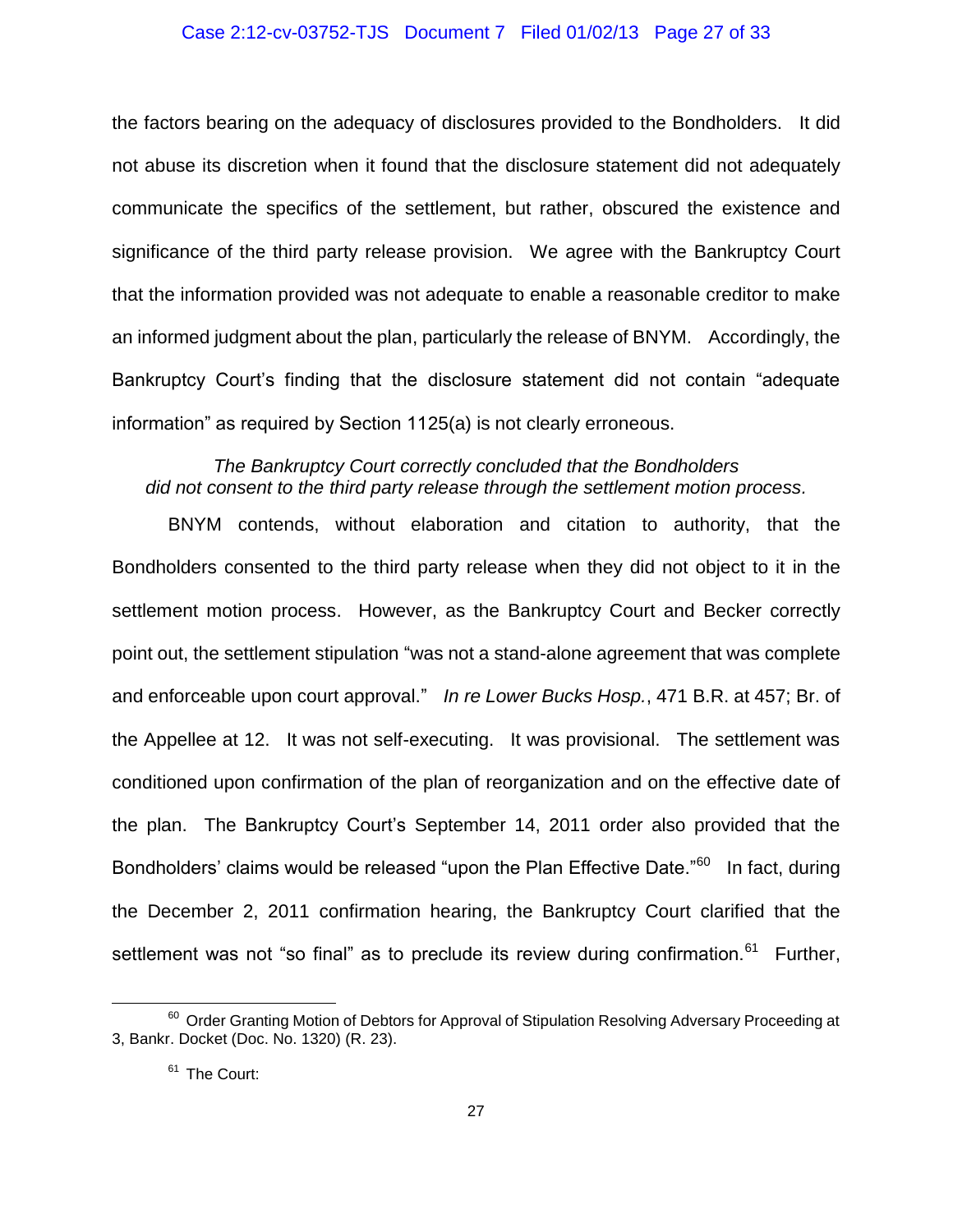the factors bearing on the adequacy of disclosures provided to the Bondholders. It did not abuse its discretion when it found that the disclosure statement did not adequately communicate the specifics of the settlement, but rather, obscured the existence and significance of the third party release provision. We agree with the Bankruptcy Court that the information provided was not adequate to enable a reasonable creditor to make an informed judgment about the plan, particularly the release of BNYM. Accordingly, the Bankruptcy Court's finding that the disclosure statement did not contain "adequate information" as required by Section 1125(a) is not clearly erroneous.

*The Bankruptcy Court correctly concluded that the Bondholders did not consent to the third party release through the settlement motion process.*

BNYM contends, without elaboration and citation to authority, that the Bondholders consented to the third party release when they did not object to it in the settlement motion process. However, as the Bankruptcy Court and Becker correctly point out, the settlement stipulation "was not a stand-alone agreement that was complete and enforceable upon court approval." *In re Lower Bucks Hosp.*, 471 B.R. at 457; Br. of the Appellee at 12. It was not self-executing. It was provisional. The settlement was conditioned upon confirmation of the plan of reorganization and on the effective date of the plan. The Bankruptcy Court's September 14, 2011 order also provided that the Bondholders' claims would be released "upon the Plan Effective Date."[60] In fact, during the December 2, 2011 confirmation hearing, the Bankruptcy Court clarified that the settlement was not "so final" as to preclude its review during confirmation.[61] Further,

[60] Order Granting Motion of Debtors for Approval of Stipulation Resolving Adversary Proceeding at 3, Bankr. Docket (Doc. No. 1320) (R. 23).

[61] The Court: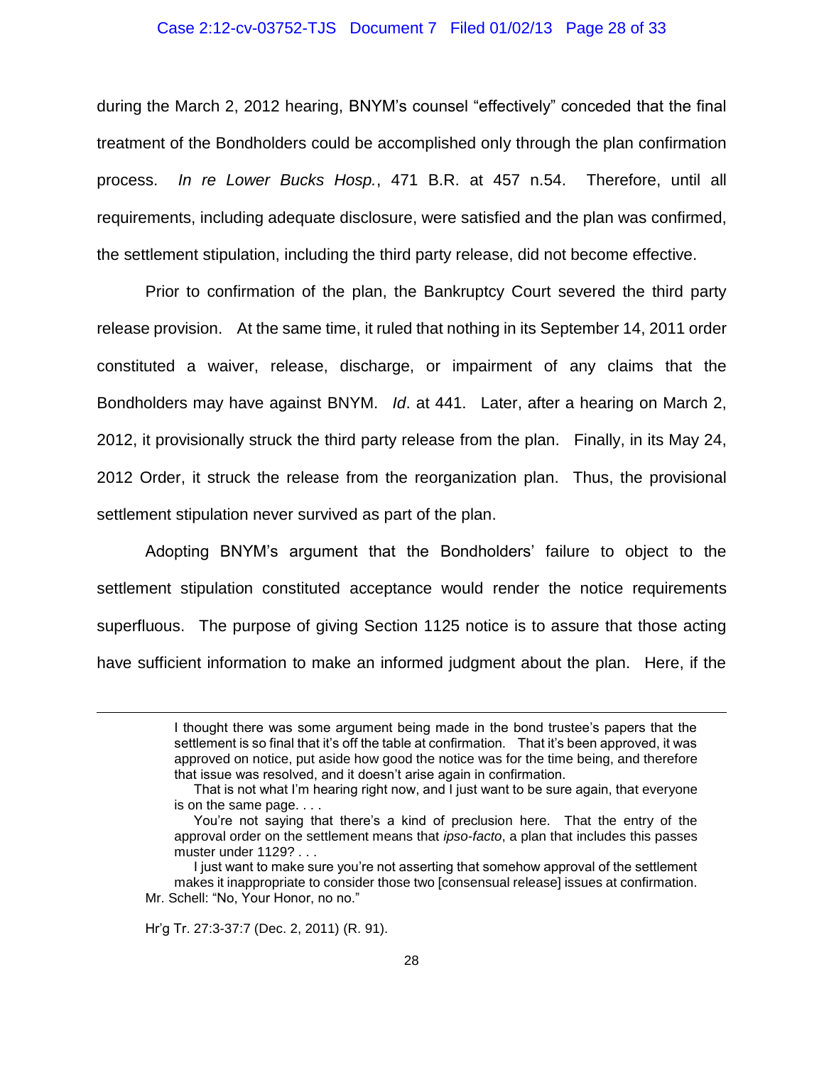during the March 2, 2012 hearing, BNYM's counsel "effectively" conceded that the final treatment of the Bondholders could be accomplished only through the plan confirmation process. *In re Lower Bucks Hosp.*, 471 B.R. at 457 n.54. Therefore, until all requirements, including adequate disclosure, were satisfied and the plan was confirmed, the settlement stipulation, including the third party release, did not become effective.

Prior to confirmation of the plan, the Bankruptcy Court severed the third party release provision. At the same time, it ruled that nothing in its September 14, 2011 order constituted a waiver, release, discharge, or impairment of any claims that the Bondholders may have against BNYM. *Id*. at 441. Later, after a hearing on March 2, 2012, it provisionally struck the third party release from the plan. Finally, in its May 24, 2012 Order, it struck the release from the reorganization plan. Thus, the provisional settlement stipulation never survived as part of the plan.

Adopting BNYM's argument that the Bondholders' failure to object to the settlement stipulation constituted acceptance would render the notice requirements superfluous. The purpose of giving Section 1125 notice is to assure that those acting have sufficient information to make an informed judgment about the plan. Here, if the

---

> I thought there was some argument being made in the bond trustee's papers that the settlement is so final that it's off the table at confirmation. That it's been approved, it was approved on notice, put aside how good the notice was for the time being, and therefore that issue was resolved, and it doesn't arise again in confirmation.
>
> That is not what I'm hearing right now, and I just want to be sure again, that everyone is on the same page. . . .
>
> You're not saying that there's a kind of preclusion here. That the entry of the approval order on the settlement means that *ipso-facto*, a plan that includes this passes muster under 1129? . . .
>
> I just want to make sure you're not asserting that somehow approval of the settlement makes it inappropriate to consider those two [consensual release] issues at confirmation.

Mr. Schell: "No, Your Honor, no no."

Hr'g Tr. 27:3-37:7 (Dec. 2, 2011) (R. 91).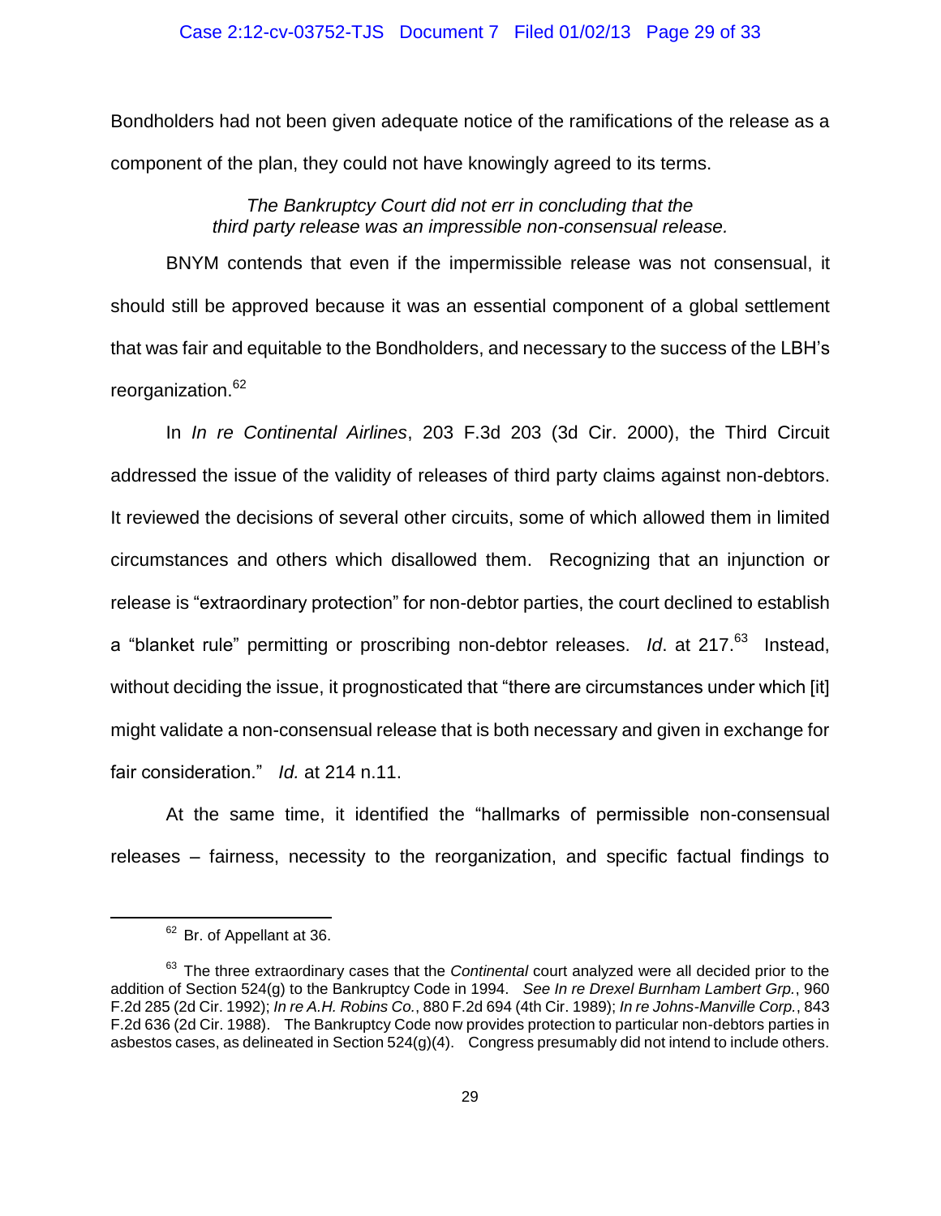Bondholders had not been given adequate notice of the ramifications of the release as a component of the plan, they could not have knowingly agreed to its terms.

*The Bankruptcy Court did not err in concluding that the third party release was an impressible non-consensual release.*

BNYM contends that even if the impermissible release was not consensual, it should still be approved because it was an essential component of a global settlement that was fair and equitable to the Bondholders, and necessary to the success of the LBH's reorganization.[62]

In *In re Continental Airlines*, 203 F.3d 203 (3d Cir. 2000), the Third Circuit addressed the issue of the validity of releases of third party claims against non-debtors. It reviewed the decisions of several other circuits, some of which allowed them in limited circumstances and others which disallowed them. Recognizing that an injunction or release is "extraordinary protection" for non-debtor parties, the court declined to establish a "blanket rule" permitting or proscribing non-debtor releases. *Id*. at 217.[63] Instead, without deciding the issue, it prognosticated that "there are circumstances under which [it] might validate a non-consensual release that is both necessary and given in exchange for fair consideration." *Id.* at 214 n.11.

At the same time, it identified the "hallmarks of permissible non-consensual releases – fairness, necessity to the reorganization, and specific factual findings to

---

[62] Br. of Appellant at 36.

[63] The three extraordinary cases that the *Continental* court analyzed were all decided prior to the addition of Section 524(g) to the Bankruptcy Code in 1994. *See In re Drexel Burnham Lambert Grp.*, 960 F.2d 285 (2d Cir. 1992); *In re A.H. Robins Co.*, 880 F.2d 694 (4th Cir. 1989); *In re Johns-Manville Corp.*, 843 F.2d 636 (2d Cir. 1988). The Bankruptcy Code now provides protection to particular non-debtors parties in asbestos cases, as delineated in Section 524(g)(4). Congress presumably did not intend to include others.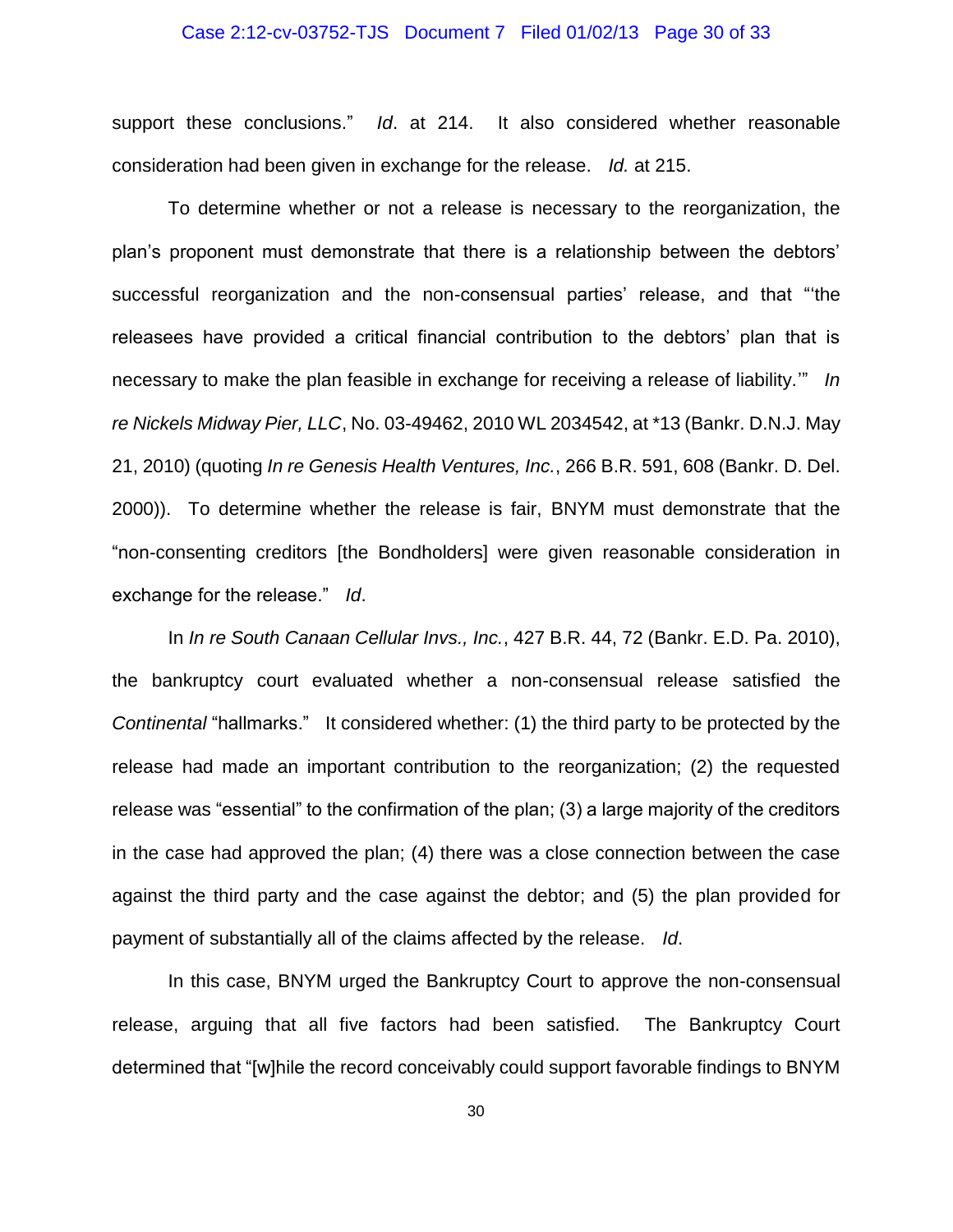support these conclusions." *Id*. at 214. It also considered whether reasonable consideration had been given in exchange for the release. *Id.* at 215.

To determine whether or not a release is necessary to the reorganization, the plan's proponent must demonstrate that there is a relationship between the debtors' successful reorganization and the non-consensual parties' release, and that "'the releasees have provided a critical financial contribution to the debtors' plan that is necessary to make the plan feasible in exchange for receiving a release of liability.'" *In re Nickels Midway Pier, LLC*, No. 03-49462, 2010 WL 2034542, at *13 (Bankr. D.N.J. May 21, 2010) (quoting *In re Genesis Health Ventures, Inc.*, 266 B.R. 591, 608 (Bankr. D. Del. 2000)). To determine whether the release is fair, BNYM must demonstrate that the "non-consenting creditors [the Bondholders] were given reasonable consideration in exchange for the release." *Id*.

In *In re South Canaan Cellular Invs., Inc.*, 427 B.R. 44, 72 (Bankr. E.D. Pa. 2010), the bankruptcy court evaluated whether a non-consensual release satisfied the *Continental* "hallmarks." It considered whether: (1) the third party to be protected by the release had made an important contribution to the reorganization; (2) the requested release was "essential" to the confirmation of the plan; (3) a large majority of the creditors in the case had approved the plan; (4) there was a close connection between the case against the third party and the case against the debtor; and (5) the plan provided for payment of substantially all of the claims affected by the release. *Id*.

In this case, BNYM urged the Bankruptcy Court to approve the non-consensual release, arguing that all five factors had been satisfied. The Bankruptcy Court determined that "[w]hile the record conceivably could support favorable findings to BNYM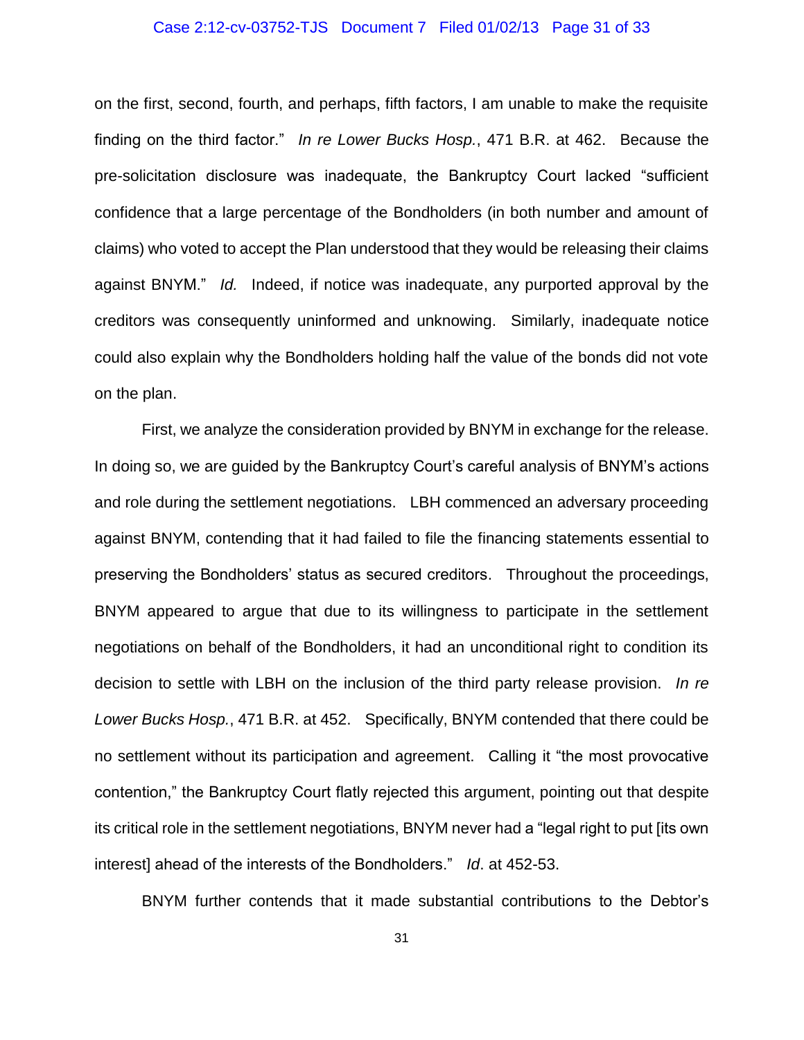on the first, second, fourth, and perhaps, fifth factors, I am unable to make the requisite finding on the third factor." *In re Lower Bucks Hosp.*, 471 B.R. at 462. Because the pre-solicitation disclosure was inadequate, the Bankruptcy Court lacked "sufficient confidence that a large percentage of the Bondholders (in both number and amount of claims) who voted to accept the Plan understood that they would be releasing their claims against BNYM." *Id.* Indeed, if notice was inadequate, any purported approval by the creditors was consequently uninformed and unknowing. Similarly, inadequate notice could also explain why the Bondholders holding half the value of the bonds did not vote on the plan.

First, we analyze the consideration provided by BNYM in exchange for the release. In doing so, we are guided by the Bankruptcy Court's careful analysis of BNYM's actions and role during the settlement negotiations. LBH commenced an adversary proceeding against BNYM, contending that it had failed to file the financing statements essential to preserving the Bondholders' status as secured creditors. Throughout the proceedings, BNYM appeared to argue that due to its willingness to participate in the settlement negotiations on behalf of the Bondholders, it had an unconditional right to condition its decision to settle with LBH on the inclusion of the third party release provision. *In re Lower Bucks Hosp.*, 471 B.R. at 452. Specifically, BNYM contended that there could be no settlement without its participation and agreement. Calling it "the most provocative contention," the Bankruptcy Court flatly rejected this argument, pointing out that despite its critical role in the settlement negotiations, BNYM never had a "legal right to put [its own interest] ahead of the interests of the Bondholders." *Id*. at 452-53.

BNYM further contends that it made substantial contributions to the Debtor's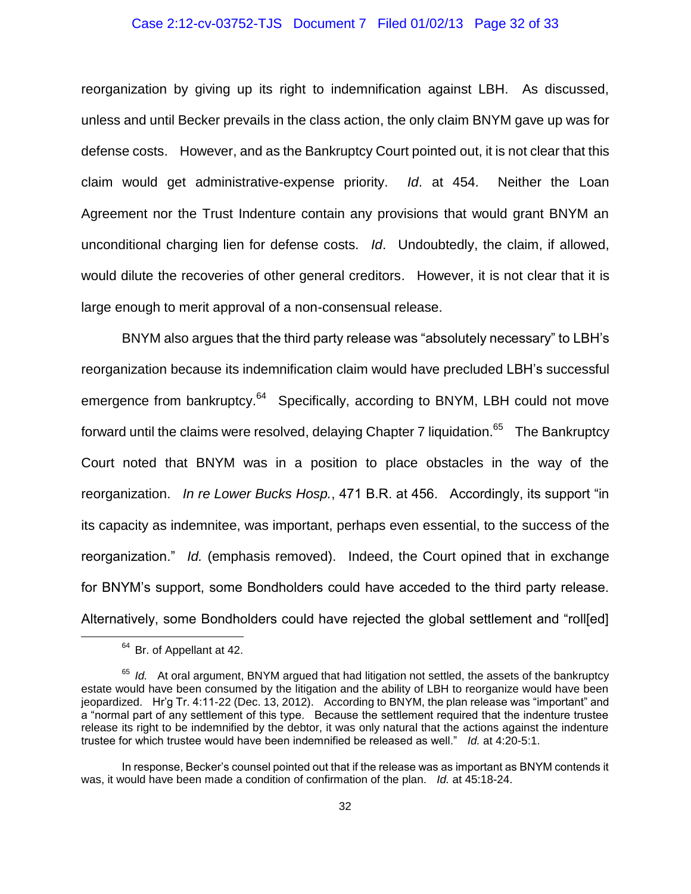reorganization by giving up its right to indemnification against LBH. As discussed, unless and until Becker prevails in the class action, the only claim BNYM gave up was for defense costs. However, and as the Bankruptcy Court pointed out, it is not clear that this claim would get administrative-expense priority. *Id*. at 454. Neither the Loan Agreement nor the Trust Indenture contain any provisions that would grant BNYM an unconditional charging lien for defense costs. *Id*. Undoubtedly, the claim, if allowed, would dilute the recoveries of other general creditors. However, it is not clear that it is large enough to merit approval of a non-consensual release.

BNYM also argues that the third party release was "absolutely necessary" to LBH's reorganization because its indemnification claim would have precluded LBH's successful emergence from bankruptcy.[64] Specifically, according to BNYM, LBH could not move forward until the claims were resolved, delaying Chapter 7 liquidation.[65] The Bankruptcy Court noted that BNYM was in a position to place obstacles in the way of the reorganization. *In re Lower Bucks Hosp.*, 471 B.R. at 456. Accordingly, its support "in its capacity as indemnitee, was important, perhaps even essential, to the success of the reorganization." *Id.* (emphasis removed). Indeed, the Court opined that in exchange for BNYM's support, some Bondholders could have acceded to the third party release. Alternatively, some Bondholders could have rejected the global settlement and "roll[ed]

---

[64] Br. of Appellant at 42.

[65] *Id.* At oral argument, BNYM argued that had litigation not settled, the assets of the bankruptcy estate would have been consumed by the litigation and the ability of LBH to reorganize would have been jeopardized. Hr'g Tr. 4:11-22 (Dec. 13, 2012). According to BNYM, the plan release was "important" and a "normal part of any settlement of this type. Because the settlement required that the indenture trustee release its right to be indemnified by the debtor, it was only natural that the actions against the indenture trustee for which trustee would have been indemnified be released as well." *Id.* at 4:20-5:1.

In response, Becker's counsel pointed out that if the release was as important as BNYM contends it was, it would have been made a condition of confirmation of the plan. *Id.* at 45:18-24.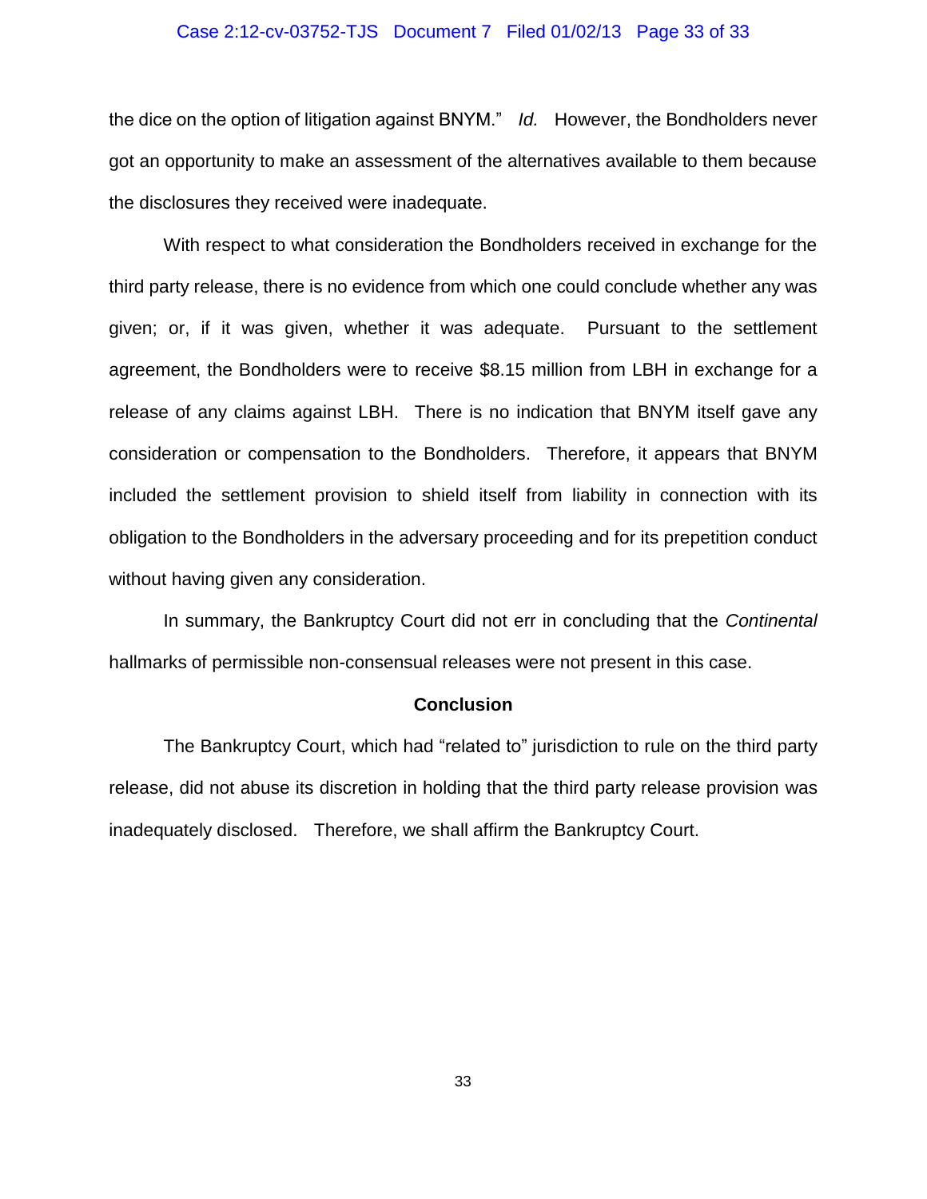the dice on the option of litigation against BNYM." *Id.* However, the Bondholders never got an opportunity to make an assessment of the alternatives available to them because the disclosures they received were inadequate.

With respect to what consideration the Bondholders received in exchange for the third party release, there is no evidence from which one could conclude whether any was given; or, if it was given, whether it was adequate. Pursuant to the settlement agreement, the Bondholders were to receive \$8.15 million from LBH in exchange for a release of any claims against LBH. There is no indication that BNYM itself gave any consideration or compensation to the Bondholders. Therefore, it appears that BNYM included the settlement provision to shield itself from liability in connection with its obligation to the Bondholders in the adversary proceeding and for its prepetition conduct without having given any consideration.

In summary, the Bankruptcy Court did not err in concluding that the *Continental* hallmarks of permissible non-consensual releases were not present in this case.

## Conclusion

The Bankruptcy Court, which had "related to" jurisdiction to rule on the third party release, did not abuse its discretion in holding that the third party release provision was inadequately disclosed. Therefore, we shall affirm the Bankruptcy Court.